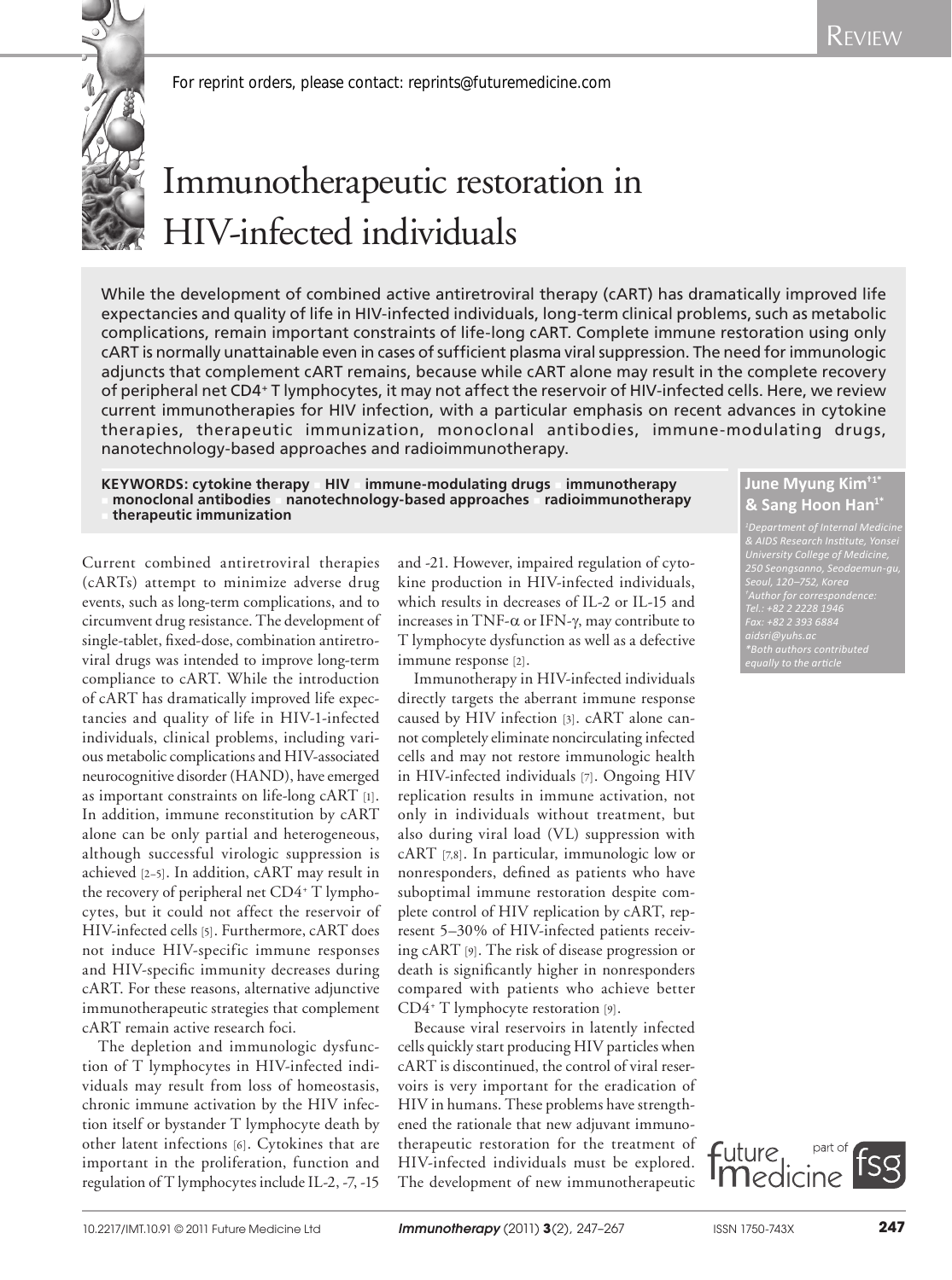For reprint orders, please contact: reprints@futuremedicine.com

# Immunotherapeutic restoration in HIV-infected individuals

While the development of combined active antiretroviral therapy (cART) has dramatically improved life expectancies and quality of life in HIV-infected individuals, long-term clinical problems, such as metabolic complications, remain important constraints of life-long cART. Complete immune restoration using only cART is normally unattainable even in cases of sufficient plasma viral suppression. The need for immunologic adjuncts that complement cART remains, because while cART alone may result in the complete recovery of peripheral net CD4+ T lymphocytes, it may not affect the reservoir of HIV-infected cells. Here, we review current immunotherapies for HIV infection, with a particular emphasis on recent advances in cytokine therapies, therapeutic immunization, monoclonal antibodies, immune-modulating drugs, nanotechnology-based approaches and radioimmunotherapy.

**KEYWORDS: cytokine therapy ▪ HIV ▪ immune-modulating drugs ▪ immunotherapy ▪ monoclonal antibodies ▪ nanotechnology-based approaches ▪ radioimmunotherapy ▪ therapeutic immunization**

**June Myung Kim[†1*] & Sang Hoon Han[1*]**

*[1]Department of Internal Medicine & AIDS Research Institute, Yonsei University College of Medicine, 250 Seongsanno, Seodaemun-gu, Seoul, 120–752, Korea*
*[†]Author for correspondence: Tel.: +82 2 2228 1946 Fax: +82 2 393 6884 aidsri@yuhs.ac*
*[*]Both authors contributed equally to the article*

Current combined antiretroviral therapies (cARTs) attempt to minimize adverse drug events, such as long-term complications, and to circumvent drug resistance. The development of single-tablet, fixed-dose, combination antiretroviral drugs was intended to improve long-term compliance to cART. While the introduction of cART has dramatically improved life expectancies and quality of life in HIV-1-infected individuals, clinical problems, including various metabolic complications and HIV-associated neurocognitive disorder (HAND), have emerged as important constraints on life-long cART [1]. In addition, immune reconstitution by cART alone can be only partial and heterogeneous, although successful virologic suppression is achieved [2–5]. In addition, cART may result in the recovery of peripheral net CD4+ T lymphocytes, but it could not affect the reservoir of HIV-infected cells [5]. Furthermore, cART does not induce HIV-specific immune responses and HIV-specific immunity decreases during cART. For these reasons, alternative adjunctive immunotherapeutic strategies that complement cART remain active research foci.

The depletion and immunologic dysfunction of T lymphocytes in HIV-infected individuals may result from loss of homeostasis, chronic immune activation by the HIV infection itself or bystander T lymphocyte death by other latent infections [6]. Cytokines that are important in the proliferation, function and regulation of T lymphocytes include IL-2, -7, -15 and -21. However, impaired regulation of cytokine production in HIV-infected individuals, which results in decreases of IL-2 or IL-15 and increases in TNF-α or IFN-γ, may contribute to T lymphocyte dysfunction as well as a defective immune response [2].

Immunotherapy in HIV-infected individuals directly targets the aberrant immune response caused by HIV infection [3]. cART alone cannot completely eliminate noncirculating infected cells and may not restore immunologic health in HIV-infected individuals [7]. Ongoing HIV replication results in immune activation, not only in individuals without treatment, but also during viral load (VL) suppression with cART [7,8]. In particular, immunologic low or nonresponders, defined as patients who have suboptimal immune restoration despite complete control of HIV replication by cART, represent 5–30% of HIV-infected patients receiving cART [9]. The risk of disease progression or death is significantly higher in nonresponders compared with patients who achieve better CD4+ T lymphocyte restoration [9].

Because viral reservoirs in latently infected cells quickly start producing HIV particles when cART is discontinued, the control of viral reservoirs is very important for the eradication of HIV in humans. These problems have strengthened the rationale that new adjuvant immunotherapeutic restoration for the treatment of HIV-infected individuals must be explored. The development of new immunotherapeutic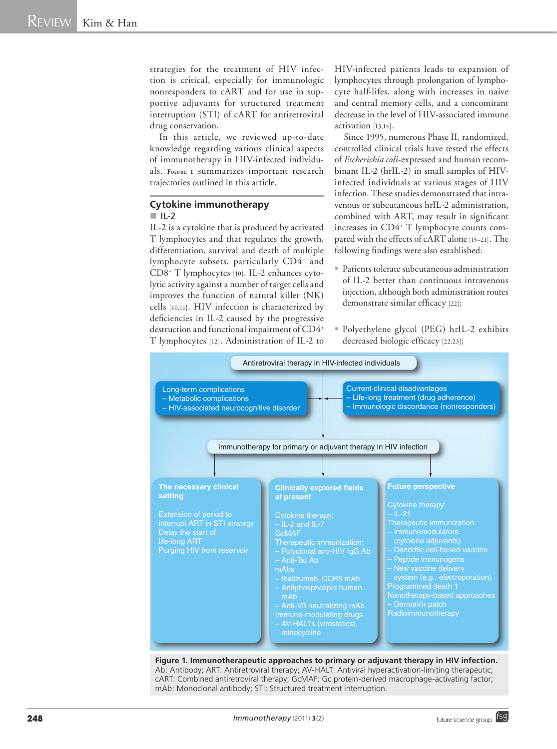strategies for the treatment of HIV infection is critical, especially for immunologic nonresponders to cART and for use in supportive adjuvants for structured treatment interruption (STI) of cART for antiretroviral drug conservation.

In this article, we reviewed up-to-date knowledge regarding various clinical aspects of immunotherapy in HIV-infected individuals. Figure 1 summarizes important research trajectories outlined in this article.

## Cytokine immunotherapy

### IL-2

IL-2 is a cytokine that is produced by activated T lymphocytes and that regulates the growth, differentiation, survival and death of multiple lymphocyte subsets, particularly CD4+ and CD8+ T lymphocytes [10]. IL-2 enhances cytolytic activity against a number of target cells and improves the function of natural killer (NK) cells [10,11]. HIV infection is characterized by deficiencies in IL-2 caused by the progressive destruction and functional impairment of CD4+ T lymphocytes [12]. Administration of IL-2 to HIV-infected patients leads to expansion of lymphocytes through prolongation of lymphocyte half-lifes, along with increases in naive and central memory cells, and a concomitant decrease in the level of HIV-associated immune activation [13,14].

Since 1995, numerous Phase II, randomized, controlled clinical trials have tested the effects of *Escherichia coli*-expressed and human recombinant IL-2 (hrIL-2) in small samples of HIV-infected individuals at various stages of HIV infection. These studies demonstrated that intravenous or subcutaneous hrIL-2 administration, combined with ART, may result in significant increases in CD4+ T lymphocyte counts compared with the effects of cART alone [15–21]. The following findings were also established:

- Patients tolerate subcutaneous administration of IL-2 better than continuous intravenous injection, although both administration routes demonstrate similar efficacy [22];
- Polyethylene glycol (PEG) hrIL-2 exhibits decreased biologic efficacy [22,23];

Antiretroviral therapy in HIV-infected individuals

Long-term complications
– Metabolic complications
– HIV-associated neurocognitive disorder

Current clinical disadvantages
– Life-long treatment (drug adherence)
– Immunologic discordance (nonresponders)

Immunotherapy for primary or adjuvant therapy in HIV infection

**The necessary clinical setting**

Extension of period to interrupt ART in STI strategy
Delay the start of life-long ART
Purging HIV from reservoir

**Clinically explored fields at present**

Cytokine therapy:
– IL-2 and IL-7
GcMAF
Therapeutic immunization:
– Polyclonal anti-HIV IgG Ab
– Anti-Tat Ab
mAbs
– Ibalizumab, CCR5 mAb
– Antiphospholipid human mAb
– Anti-V3 neutralizing mAb
Immune-modulating drugs
– AV-HALTs (virostatics), minocycline

**Future perspective**

Cytokine therapy:
– IL-21
Therapeutic immunization:
– Immunomodulators (cytokine adjuvants)
– Dendritic cell-based vaccine
– Peptide immunogens
– New vaccine delivery system (e.g., electroporation)
Programmed death 1
Nanotherapy-based approaches
– DermaVir patch
Radioimmunotherapy

**Figure 1. Immunotherapeutic approaches to primary or adjuvant therapy in HIV infection.**
Ab: Antibody; ART: Antiretroviral therapy; AV-HALT: Antiviral hyperactivation-limiting therapeutic; cART: Combined antiretroviral therapy; GcMAF: Gc protein-derived macrophage-activating factor; mAb: Monoclonal antibody; STI: Structured treatment interruption.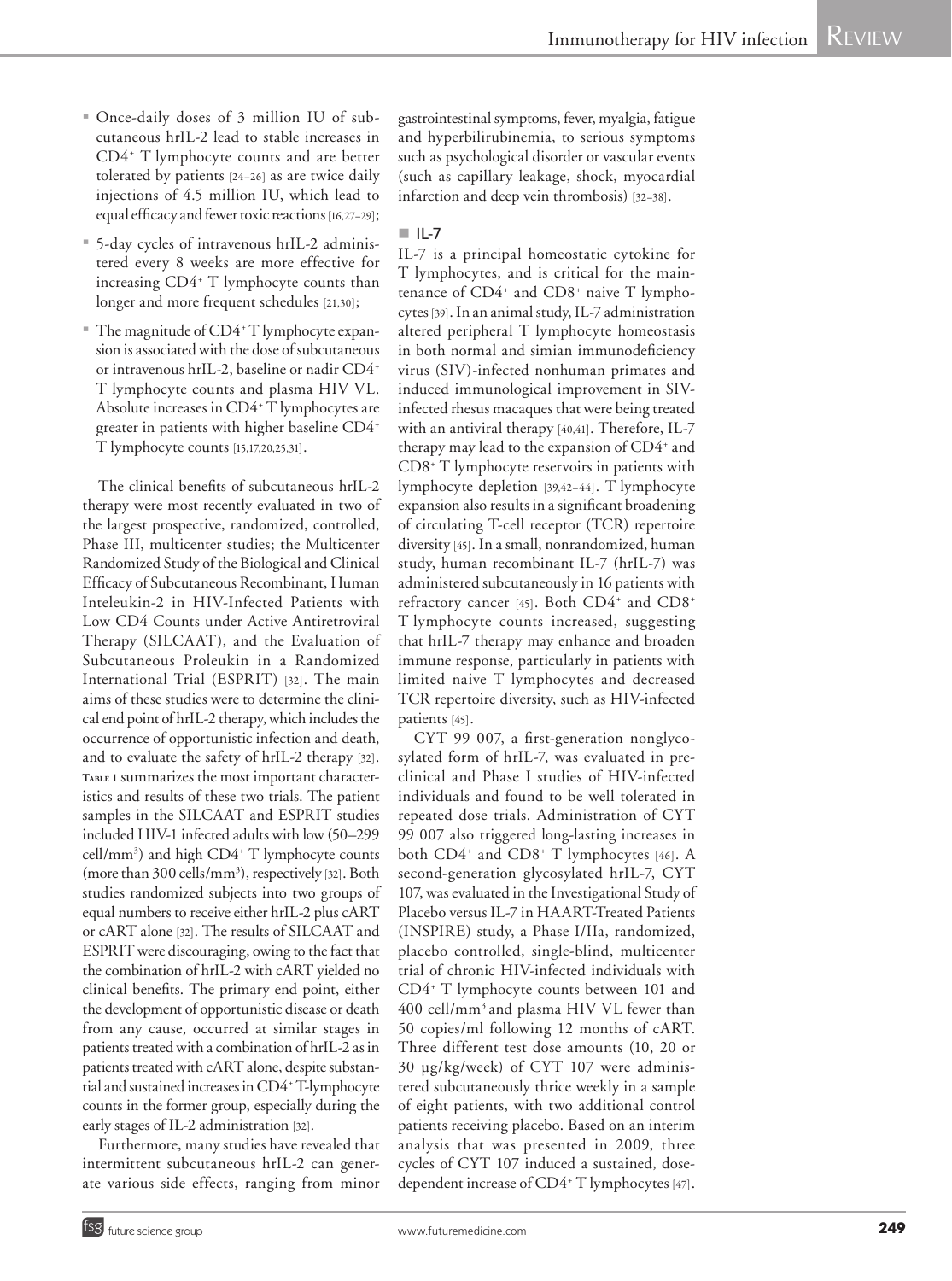- Once-daily doses of 3 million IU of subcutaneous hrIL-2 lead to stable increases in CD4+ T lymphocyte counts and are better tolerated by patients [24–26] as are twice daily injections of 4.5 million IU, which lead to equal efficacy and fewer toxic reactions [16,27–29];
- 5-day cycles of intravenous hrIL-2 administered every 8 weeks are more effective for increasing CD4+ T lymphocyte counts than longer and more frequent schedules [21,30];
- The magnitude of CD4+ T lymphocyte expansion is associated with the dose of subcutaneous or intravenous hrIL-2, baseline or nadir CD4+ T lymphocyte counts and plasma HIV VL. Absolute increases in CD4+ T lymphocytes are greater in patients with higher baseline CD4+ T lymphocyte counts [15,17,20,25,31].

The clinical benefits of subcutaneous hrIL-2 therapy were most recently evaluated in two of the largest prospective, randomized, controlled, Phase III, multicenter studies; the Multicenter Randomized Study of the Biological and Clinical Efficacy of Subcutaneous Recombinant, Human Inteleukin-2 in HIV-Infected Patients with Low CD4 Counts under Active Antiretroviral Therapy (SILCAAT), and the Evaluation of Subcutaneous Proleukin in a Randomized International Trial (ESPRIT) [32]. The main aims of these studies were to determine the clinical end point of hrIL-2 therapy, which includes the occurrence of opportunistic infection and death, and to evaluate the safety of hrIL-2 therapy [32]. **Table 1** summarizes the most important characteristics and results of these two trials. The patient samples in the SILCAAT and ESPRIT studies included HIV-1 infected adults with low (50–299 cell/mm$^3$) and high CD4+ T lymphocyte counts (more than 300 cells/mm$^3$), respectively [32]. Both studies randomized subjects into two groups of equal numbers to receive either hrIL-2 plus cART or cART alone [32]. The results of SILCAAT and ESPRIT were discouraging, owing to the fact that the combination of hrIL-2 with cART yielded no clinical benefits. The primary end point, either the development of opportunistic disease or death from any cause, occurred at similar stages in patients treated with a combination of hrIL-2 as in patients treated with cART alone, despite substantial and sustained increases in CD4+ T-lymphocyte counts in the former group, especially during the early stages of IL-2 administration [32].

Furthermore, many studies have revealed that intermittent subcutaneous hrIL-2 can generate various side effects, ranging from minor gastrointestinal symptoms, fever, myalgia, fatigue and hyperbilirubinemia, to serious symptoms such as psychological disorder or vascular events (such as capillary leakage, shock, myocardial infarction and deep vein thrombosis) [32–38].

## IL-7

IL-7 is a principal homeostatic cytokine for T lymphocytes, and is critical for the maintenance of CD4+ and CD8+ naive T lymphocytes [39]. In an animal study, IL-7 administration altered peripheral T lymphocyte homeostasis in both normal and simian immunodeficiency virus (SIV)-infected nonhuman primates and induced immunological improvement in SIV-infected rhesus macaques that were being treated with an antiviral therapy [40,41]. Therefore, IL-7 therapy may lead to the expansion of CD4+ and CD8+ T lymphocyte reservoirs in patients with lymphocyte depletion [39,42–44]. T lymphocyte expansion also results in a significant broadening of circulating T-cell receptor (TCR) repertoire diversity [45]. In a small, nonrandomized, human study, human recombinant IL-7 (hrIL-7) was administered subcutaneously in 16 patients with refractory cancer [45]. Both CD4+ and CD8+ T lymphocyte counts increased, suggesting that hrIL-7 therapy may enhance and broaden immune response, particularly in patients with limited naive T lymphocytes and decreased TCR repertoire diversity, such as HIV-infected patients [45].

CYT 99 007, a first-generation nonglycosylated form of hrIL-7, was evaluated in preclinical and Phase I studies of HIV-infected individuals and found to be well tolerated in repeated dose trials. Administration of CYT 99 007 also triggered long-lasting increases in both CD4+ and CD8+ T lymphocytes [46]. A second-generation glycosylated hrIL-7, CYT 107, was evaluated in the Investigational Study of Placebo versus IL-7 in HAART-Treated Patients (INSPIRE) study, a Phase I/IIa, randomized, placebo controlled, single-blind, multicenter trial of chronic HIV-infected individuals with CD4+ T lymphocyte counts between 101 and 400 cell/mm$^3$ and plasma HIV VL fewer than 50 copies/ml following 12 months of cART. Three different test dose amounts (10, 20 or 30 µg/kg/week) of CYT 107 were administered subcutaneously thrice weekly in a sample of eight patients, with two additional control patients receiving placebo. Based on an interim analysis that was presented in 2009, three cycles of CYT 107 induced a sustained, dose-dependent increase of CD4+ T lymphocytes [47].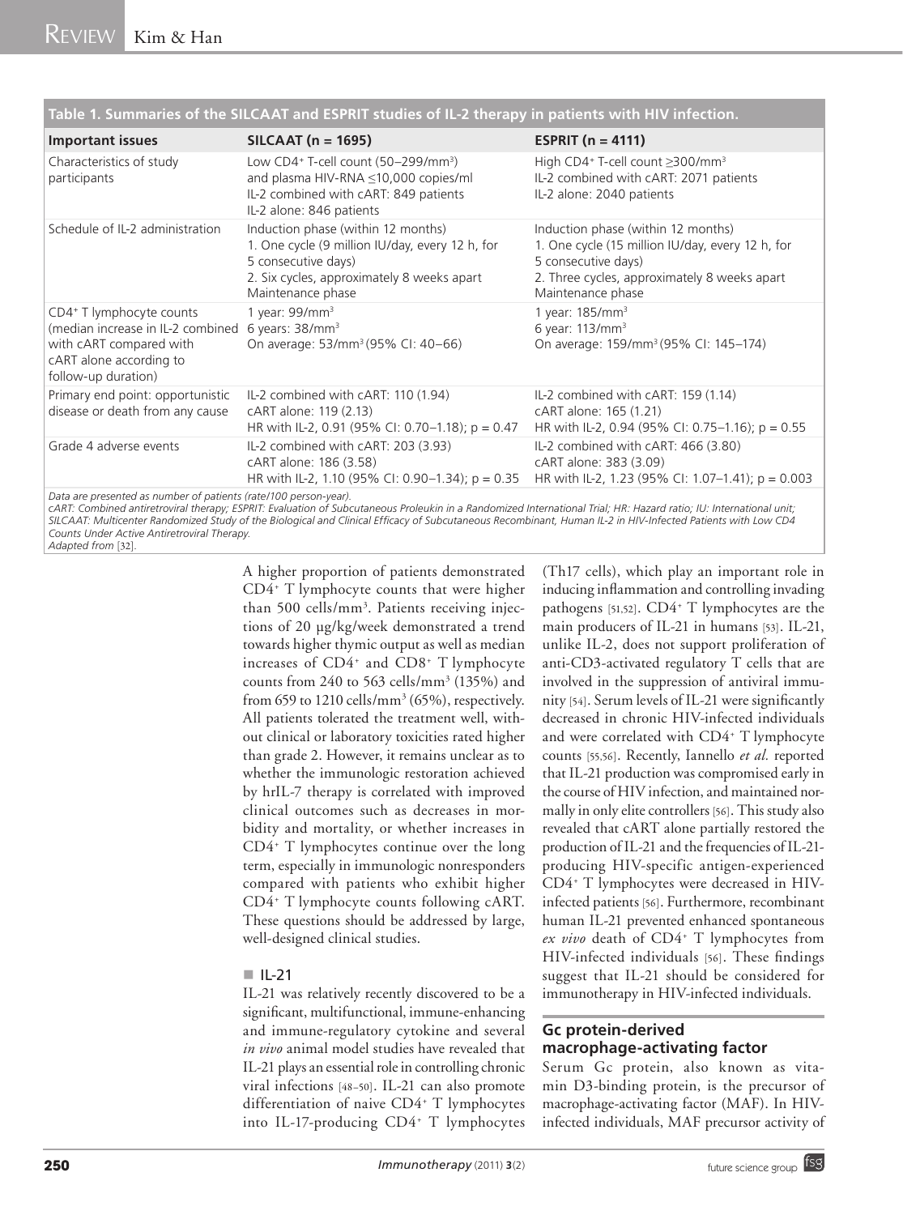**Table 1. Summaries of the SILCAAT and ESPRIT studies of IL-2 therapy in patients with HIV infection.**

| Important issues | SILCAAT (n = 1695) | ESPRIT (n = 4111) |
|---|---|---|
| Characteristics of study participants | Low $CD4^+$ T-cell count (50–299/mm$^3$) and plasma HIV-RNA ≤10,000 copies/ml<br>IL-2 combined with cART: 849 patients<br>IL-2 alone: 846 patients | High $CD4^+$ T-cell count ≥300/mm$^3$<br>IL-2 combined with cART: 2071 patients<br>IL-2 alone: 2040 patients |
| Schedule of IL-2 administration | Induction phase (within 12 months)<br>1. One cycle (9 million IU/day, every 12 h, for 5 consecutive days)<br>2. Six cycles, approximately 8 weeks apart<br>Maintenance phase | Induction phase (within 12 months)<br>1. One cycle (15 million IU/day, every 12 h, for 5 consecutive days)<br>2. Three cycles, approximately 8 weeks apart<br>Maintenance phase |
| $CD4^+$ T lymphocyte counts (median increase in IL-2 combined with cART compared with cART alone according to follow-up duration) | 1 year: 99/mm$^3$<br>6 years: 38/mm$^3$<br>On average: 53/mm$^3$ (95% CI: 40–66) | 1 year: 185/mm$^3$<br>6 year: 113/mm$^3$<br>On average: 159/mm$^3$ (95% CI: 145–174) |
| Primary end point: opportunistic disease or death from any cause | IL-2 combined with cART: 110 (1.94)<br>cART alone: 119 (2.13)<br>HR with IL-2, 0.91 (95% CI: 0.70–1.18); p = 0.47 | IL-2 combined with cART: 159 (1.14)<br>cART alone: 165 (1.21)<br>HR with IL-2, 0.94 (95% CI: 0.75–1.16); p = 0.55 |
| Grade 4 adverse events | IL-2 combined with cART: 203 (3.93)<br>cART alone: 186 (3.58)<br>HR with IL-2, 1.10 (95% CI: 0.90–1.34); p = 0.35 | IL-2 combined with cART: 466 (3.80)<br>cART alone: 383 (3.09)<br>HR with IL-2, 1.23 (95% CI: 1.07–1.41); p = 0.003 |

*Data are presented as number of patients (rate/100 person-year).*
*cART: Combined antiretroviral therapy; ESPRIT: Evaluation of Subcutaneous Proleukin in a Randomized International Trial; HR: Hazard ratio; IU: International unit; SILCAAT: Multicenter Randomized Study of the Biological and Clinical Efficacy of Subcutaneous Recombinant, Human IL-2 in HIV-Infected Patients with Low CD4 Counts Under Active Antiretroviral Therapy.*
*Adapted from* [32].

A higher proportion of patients demonstrated $CD4^+$ T lymphocyte counts that were higher than 500 cells/mm$^3$. Patients receiving injections of 20 µg/kg/week demonstrated a trend towards higher thymic output as well as median increases of $CD4^+$ and $CD8^+$ T lymphocyte counts from 240 to 563 cells/mm$^3$ (135%) and from 659 to 1210 cells/mm$^3$ (65%), respectively. All patients tolerated the treatment well, without clinical or laboratory toxicities rated higher than grade 2. However, it remains unclear as to whether the immunologic restoration achieved by hrIL-7 therapy is correlated with improved clinical outcomes such as decreases in morbidity and mortality, or whether increases in $CD4^+$ T lymphocytes continue over the long term, especially in immunologic nonresponders compared with patients who exhibit higher $CD4^+$ T lymphocyte counts following cART. These questions should be addressed by large, well-designed clinical studies.

### IL-21

IL-21 was relatively recently discovered to be a significant, multifunctional, immune-enhancing and immune-regulatory cytokine and several *in vivo* animal model studies have revealed that IL-21 plays an essential role in controlling chronic viral infections [48–50]. IL-21 can also promote differentiation of naive $CD4^+$ T lymphocytes into IL-17-producing $CD4^+$ T lymphocytes (Th17 cells), which play an important role in inducing inflammation and controlling invading pathogens [51,52]. $CD4^+$ T lymphocytes are the main producers of IL-21 in humans [53]. IL-21, unlike IL-2, does not support proliferation of anti-CD3-activated regulatory T cells that are involved in the suppression of antiviral immunity [54]. Serum levels of IL-21 were significantly decreased in chronic HIV-infected individuals and were correlated with $CD4^+$ T lymphocyte counts [55,56]. Recently, Iannello *et al.* reported that IL-21 production was compromised early in the course of HIV infection, and maintained normally in only elite controllers [56]. This study also revealed that cART alone partially restored the production of IL-21 and the frequencies of IL-21-producing HIV-specific antigen-experienced $CD4^+$ T lymphocytes were decreased in HIV-infected patients [56]. Furthermore, recombinant human IL-21 prevented enhanced spontaneous *ex vivo* death of $CD4^+$ T lymphocytes from HIV-infected individuals [56]. These findings suggest that IL-21 should be considered for immunotherapy in HIV-infected individuals.

## Gc protein-derived macrophage-activating factor

Serum Gc protein, also known as vitamin D3-binding protein, is the precursor of macrophage-activating factor (MAF). In HIV-infected individuals, MAF precursor activity of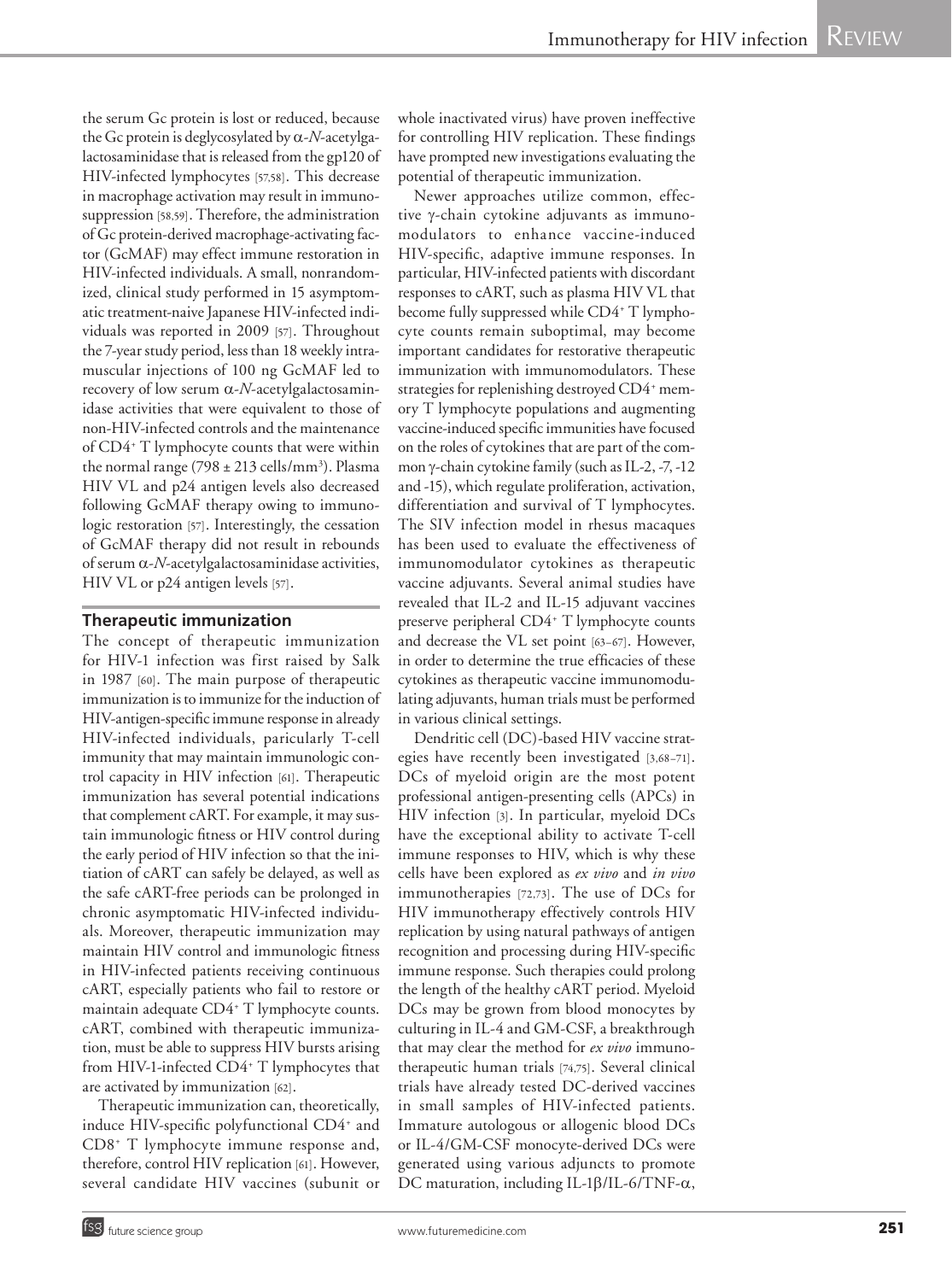the serum Gc protein is lost or reduced, because the Gc protein is deglycosylated by α-*N*-acetylgalactosaminidase that is released from the gp120 of HIV-infected lymphocytes [57,58]. This decrease in macrophage activation may result in immunosuppression [58,59]. Therefore, the administration of Gc protein-derived macrophage-activating factor (GcMAF) may effect immune restoration in HIV-infected individuals. A small, nonrandomized, clinical study performed in 15 asymptomatic treatment-naive Japanese HIV-infected individuals was reported in 2009 [57]. Throughout the 7-year study period, less than 18 weekly intramuscular injections of 100 ng GcMAF led to recovery of low serum α-*N*-acetylgalactosaminidase activities that were equivalent to those of non-HIV-infected controls and the maintenance of $CD4^+$ T lymphocyte counts that were within the normal range (798 ± 213 cells/$mm^3$). Plasma HIV VL and p24 antigen levels also decreased following GcMAF therapy owing to immunologic restoration [57]. Interestingly, the cessation of GcMAF therapy did not result in rebounds of serum α-*N*-acetylgalactosaminidase activities, HIV VL or p24 antigen levels [57].

## Therapeutic immunization

The concept of therapeutic immunization for HIV-1 infection was first raised by Salk in 1987 [60]. The main purpose of therapeutic immunization is to immunize for the induction of HIV-antigen-specific immune response in already HIV-infected individuals, paricularly T-cell immunity that may maintain immunologic control capacity in HIV infection [61]. Therapeutic immunization has several potential indications that complement cART. For example, it may sustain immunologic fitness or HIV control during the early period of HIV infection so that the initiation of cART can safely be delayed, as well as the safe cART-free periods can be prolonged in chronic asymptomatic HIV-infected individuals. Moreover, therapeutic immunization may maintain HIV control and immunologic fitness in HIV-infected patients receiving continuous cART, especially patients who fail to restore or maintain adequate $CD4^+$ T lymphocyte counts. cART, combined with therapeutic immunization, must be able to suppress HIV bursts arising from HIV-1-infected $CD4^+$ T lymphocytes that are activated by immunization [62].

Therapeutic immunization can, theoretically, induce HIV-specific polyfunctional $CD4^+$ and $CD8^+$ T lymphocyte immune response and, therefore, control HIV replication [61]. However, several candidate HIV vaccines (subunit or whole inactivated virus) have proven ineffective for controlling HIV replication. These findings have prompted new investigations evaluating the potential of therapeutic immunization.

Newer approaches utilize common, effective γ-chain cytokine adjuvants as immunomodulators to enhance vaccine-induced HIV-specific, adaptive immune responses. In particular, HIV-infected patients with discordant responses to cART, such as plasma HIV VL that become fully suppressed while $CD4^+$ T lymphocyte counts remain suboptimal, may become important candidates for restorative therapeutic immunization with immunomodulators. These strategies for replenishing destroyed $CD4^+$ memory T lymphocyte populations and augmenting vaccine-induced specific immunities have focused on the roles of cytokines that are part of the common γ-chain cytokine family (such as IL-2, -7, -12 and -15), which regulate proliferation, activation, differentiation and survival of T lymphocytes. The SIV infection model in rhesus macaques has been used to evaluate the effectiveness of immunomodulator cytokines as therapeutic vaccine adjuvants. Several animal studies have revealed that IL-2 and IL-15 adjuvant vaccines preserve peripheral $CD4^+$ T lymphocyte counts and decrease the VL set point [63–67]. However, in order to determine the true efficacies of these cytokines as therapeutic vaccine immunomodulating adjuvants, human trials must be performed in various clinical settings.

Dendritic cell (DC)-based HIV vaccine strategies have recently been investigated [3,68–71]. DCs of myeloid origin are the most potent professional antigen-presenting cells (APCs) in HIV infection [3]. In particular, myeloid DCs have the exceptional ability to activate T-cell immune responses to HIV, which is why these cells have been explored as *ex vivo* and *in vivo* immunotherapies [72,73]. The use of DCs for HIV immunotherapy effectively controls HIV replication by using natural pathways of antigen recognition and processing during HIV-specific immune response. Such therapies could prolong the length of the healthy cART period. Myeloid DCs may be grown from blood monocytes by culturing in IL-4 and GM-CSF, a breakthrough that may clear the method for *ex vivo* immunotherapeutic human trials [74,75]. Several clinical trials have already tested DC-derived vaccines in small samples of HIV-infected patients. Immature autologous or allogenic blood DCs or IL-4/GM-CSF monocyte-derived DCs were generated using various adjuncts to promote DC maturation, including IL-1β/IL-6/TNF-α,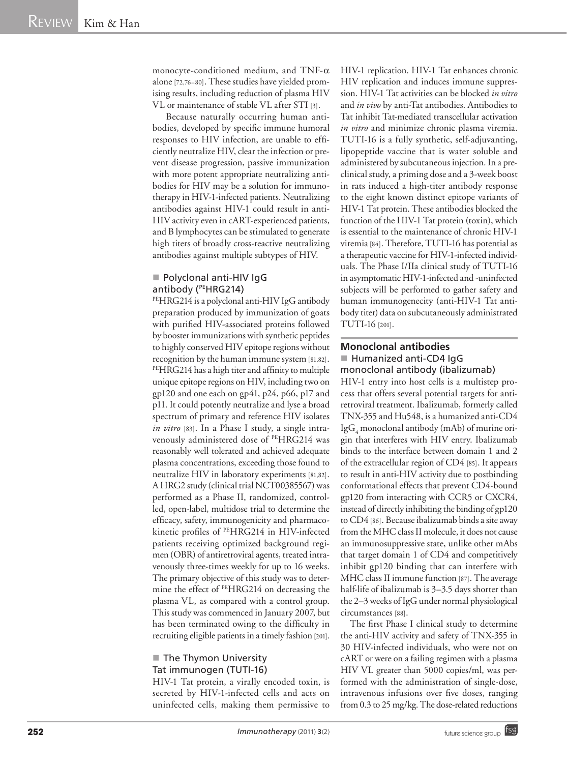monocyte-conditioned medium, and TNF-α alone [72,76–80]. These studies have yielded promising results, including reduction of plasma HIV VL or maintenance of stable VL after STI [3].

Because naturally occurring human antibodies, developed by specific immune humoral responses to HIV infection, are unable to efficiently neutralize HIV, clear the infection or prevent disease progression, passive immunization with more potent appropriate neutralizing antibodies for HIV may be a solution for immunotherapy in HIV-1-infected patients. Neutralizing antibodies against HIV-1 could result in anti-HIV activity even in cART-experienced patients, and B lymphocytes can be stimulated to generate high titers of broadly cross-reactive neutralizing antibodies against multiple subtypes of HIV.

### Polyclonal anti-HIV IgG antibody ([PE]HRG214)

[PE]HRG214 is a polyclonal anti-HIV IgG antibody preparation produced by immunization of goats with purified HIV-associated proteins followed by booster immunizations with synthetic peptides to highly conserved HIV epitope regions without recognition by the human immune system [81,82]. [PE]HRG214 has a high titer and affinity to multiple unique epitope regions on HIV, including two on gp120 and one each on gp41, p24, p66, p17 and p11. It could potently neutralize and lyse a broad spectrum of primary and reference HIV isolates *in vitro* [83]. In a Phase I study, a single intravenously administered dose of [PE]HRG214 was reasonably well tolerated and achieved adequate plasma concentrations, exceeding those found to neutralize HIV in laboratory experiments [81,82]. A HRG2 study (clinical trial NCT00385567) was performed as a Phase II, randomized, controlled, open-label, multidose trial to determine the efficacy, safety, immunogenicity and pharmacokinetic profiles of [PE]HRG214 in HIV-infected patients receiving optimized background regimen (OBR) of antiretroviral agents, treated intravenously three-times weekly for up to 16 weeks. The primary objective of this study was to determine the effect of [PE]HRG214 on decreasing the plasma VL, as compared with a control group. This study was commenced in January 2007, but has been terminated owing to the difficulty in recruiting eligible patients in a timely fashion [201].

### The Thymon University Tat immunogen (TUTI-16)

HIV-1 Tat protein, a virally encoded toxin, is secreted by HIV-1-infected cells and acts on uninfected cells, making them permissive to HIV-1 replication. HIV-1 Tat enhances chronic HIV replication and induces immune suppression. HIV-1 Tat activities can be blocked *in vitro* and *in vivo* by anti-Tat antibodies. Antibodies to Tat inhibit Tat-mediated transcellular activation *in vitro* and minimize chronic plasma viremia. TUTI-16 is a fully synthetic, self-adjuvanting, lipopeptide vaccine that is water soluble and administered by subcutaneous injection. In a preclinical study, a priming dose and a 3-week boost in rats induced a high-titer antibody response to the eight known distinct epitope variants of HIV-1 Tat protein. These antibodies blocked the function of the HIV-1 Tat protein (toxin), which is essential to the maintenance of chronic HIV-1 viremia [84]. Therefore, TUTI-16 has potential as a therapeutic vaccine for HIV-1-infected individuals. The Phase I/IIa clinical study of TUTI-16 in asymptomatic HIV-1-infected and -uninfected subjects will be performed to gather safety and human immunogenecity (anti-HIV-1 Tat antibody titer) data on subcutaneously administrated TUTI-16 [201].

## Monoclonal antibodies

### Humanized anti-CD4 IgG monoclonal antibody (ibalizumab)

HIV-1 entry into host cells is a multistep process that offers several potential targets for antiretroviral treatment. Ibalizumab, formerly called TNX-355 and Hu548, is a humanized anti-CD4 $IgG_4$ monoclonal antibody (mAb) of murine origin that interferes with HIV entry. Ibalizumab binds to the interface between domain 1 and 2 of the extracellular region of CD4 [85]. It appears to result in anti-HIV activity due to postbinding conformational effects that prevent CD4-bound gp120 from interacting with CCR5 or CXCR4, instead of directly inhibiting the binding of gp120 to CD4 [86]. Because ibalizumab binds a site away from the MHC class II molecule, it does not cause an immunosuppressive state, unlike other mAbs that target domain 1 of CD4 and competitively inhibit gp120 binding that can interfere with MHC class II immune function [87]. The average half-life of ibalizumab is 3–3.5 days shorter than the 2–3 weeks of IgG under normal physiological circumstances [88].

The first Phase I clinical study to determine the anti-HIV activity and safety of TNX-355 in 30 HIV-infected individuals, who were not on cART or were on a failing regimen with a plasma HIV VL greater than 5000 copies/ml, was performed with the administration of single-dose, intravenous infusions over five doses, ranging from 0.3 to 25 mg/kg. The dose-related reductions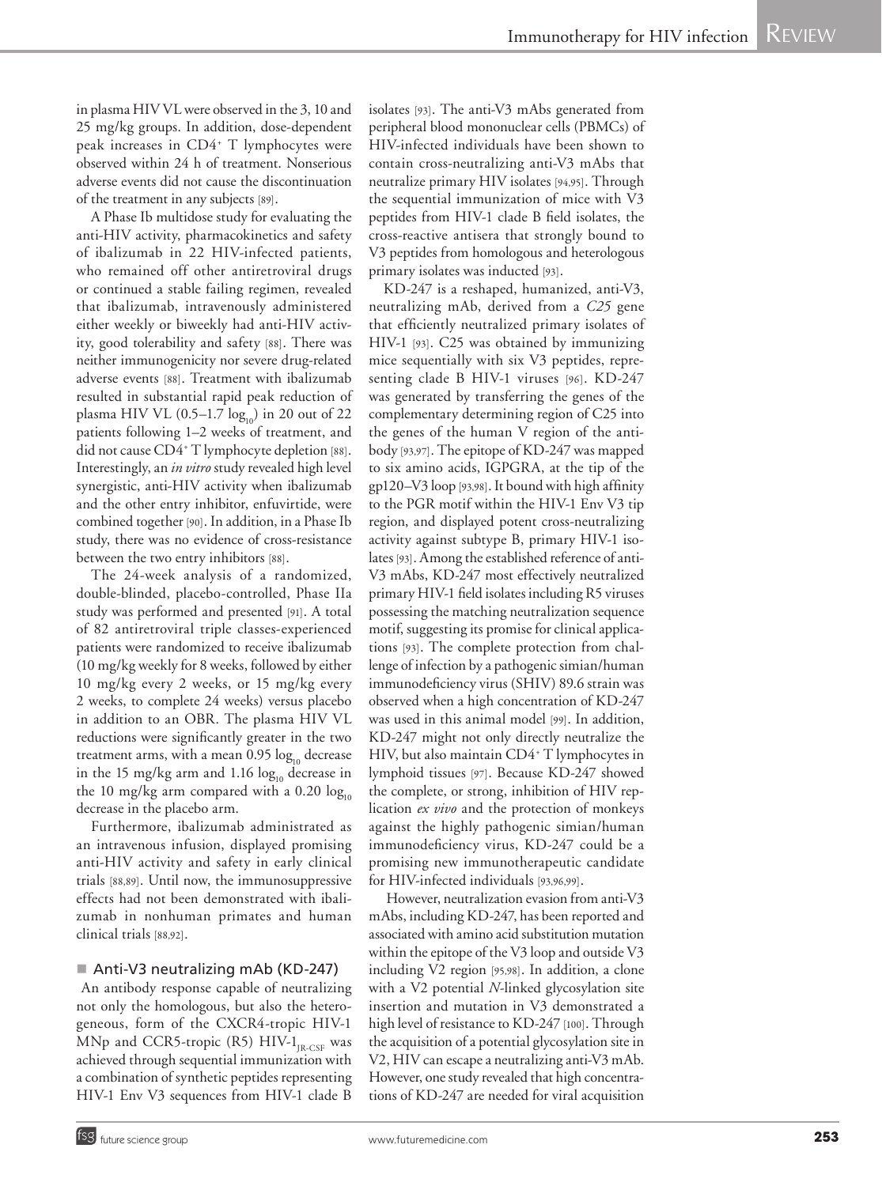in plasma HIV VL were observed in the 3, 10 and 25 mg/kg groups. In addition, dose-dependent peak increases in CD4+ T lymphocytes were observed within 24 h of treatment. Nonserious adverse events did not cause the discontinuation of the treatment in any subjects [89].

A Phase Ib multidose study for evaluating the anti-HIV activity, pharmacokinetics and safety of ibalizumab in 22 HIV-infected patients, who remained off other antiretroviral drugs or continued a stable failing regimen, revealed that ibalizumab, intravenously administered either weekly or biweekly had anti-HIV activity, good tolerability and safety [88]. There was neither immunogenicity nor severe drug-related adverse events [88]. Treatment with ibalizumab resulted in substantial rapid peak reduction of plasma HIV VL (0.5–1.7 $\log_{10}$) in 20 out of 22 patients following 1–2 weeks of treatment, and did not cause CD4+ T lymphocyte depletion [88]. Interestingly, an *in vitro* study revealed high level synergistic, anti-HIV activity when ibalizumab and the other entry inhibitor, enfuvirtide, were combined together [90]. In addition, in a Phase Ib study, there was no evidence of cross-resistance between the two entry inhibitors [88].

The 24-week analysis of a randomized, double-blinded, placebo-controlled, Phase IIa study was performed and presented [91]. A total of 82 antiretroviral triple classes-experienced patients were randomized to receive ibalizumab (10 mg/kg weekly for 8 weeks, followed by either 10 mg/kg every 2 weeks, or 15 mg/kg every 2 weeks, to complete 24 weeks) versus placebo in addition to an OBR. The plasma HIV VL reductions were significantly greater in the two treatment arms, with a mean 0.95 $\log_{10}$ decrease in the 15 mg/kg arm and 1.16 $\log_{10}$ decrease in the 10 mg/kg arm compared with a 0.20 $\log_{10}$ decrease in the placebo arm.

Furthermore, ibalizumab administrated as an intravenous infusion, displayed promising anti-HIV activity and safety in early clinical trials [88,89]. Until now, the immunosuppressive effects had not been demonstrated with ibalizumab in nonhuman primates and human clinical trials [88,92].

## Anti-V3 neutralizing mAb (KD-247)

An antibody response capable of neutralizing not only the homologous, but also the heterogeneous, form of the CXCR4-tropic HIV-1 MNp and CCR5-tropic (R5) HIV-$1_{JR\text{-}CSF}$ was achieved through sequential immunization with a combination of synthetic peptides representing HIV-1 Env V3 sequences from HIV-1 clade B isolates [93]. The anti-V3 mAbs generated from peripheral blood mononuclear cells (PBMCs) of HIV-infected individuals have been shown to contain cross-neutralizing anti-V3 mAbs that neutralize primary HIV isolates [94,95]. Through the sequential immunization of mice with V3 peptides from HIV-1 clade B field isolates, the cross-reactive antisera that strongly bound to V3 peptides from homologous and heterologous primary isolates was inducted [93].

KD-247 is a reshaped, humanized, anti-V3, neutralizing mAb, derived from a *C25* gene that efficiently neutralized primary isolates of HIV-1 [93]. C25 was obtained by immunizing mice sequentially with six V3 peptides, representing clade B HIV-1 viruses [96]. KD-247 was generated by transferring the genes of the complementary determining region of C25 into the genes of the human V region of the antibody [93,97]. The epitope of KD-247 was mapped to six amino acids, IGPGRA, at the tip of the gp120–V3 loop [93,98]. It bound with high affinity to the PGR motif within the HIV-1 Env V3 tip region, and displayed potent cross-neutralizing activity against subtype B, primary HIV-1 isolates [93]. Among the established reference of anti-V3 mAbs, KD-247 most effectively neutralized primary HIV-1 field isolates including R5 viruses possessing the matching neutralization sequence motif, suggesting its promise for clinical applications [93]. The complete protection from challenge of infection by a pathogenic simian/human immunodeficiency virus (SHIV) 89.6 strain was observed when a high concentration of KD-247 was used in this animal model [99]. In addition, KD-247 might not only directly neutralize the HIV, but also maintain CD4+ T lymphocytes in lymphoid tissues [97]. Because KD-247 showed the complete, or strong, inhibition of HIV replication *ex vivo* and the protection of monkeys against the highly pathogenic simian/human immunodeficiency virus, KD-247 could be a promising new immunotherapeutic candidate for HIV-infected individuals [93,96,99].

However, neutralization evasion from anti-V3 mAbs, including KD-247, has been reported and associated with amino acid substitution mutation within the epitope of the V3 loop and outside V3 including V2 region [95,98]. In addition, a clone with a V2 potential *N*-linked glycosylation site insertion and mutation in V3 demonstrated a high level of resistance to KD-247 [100]. Through the acquisition of a potential glycosylation site in V2, HIV can escape a neutralizing anti-V3 mAb. However, one study revealed that high concentrations of KD-247 are needed for viral acquisition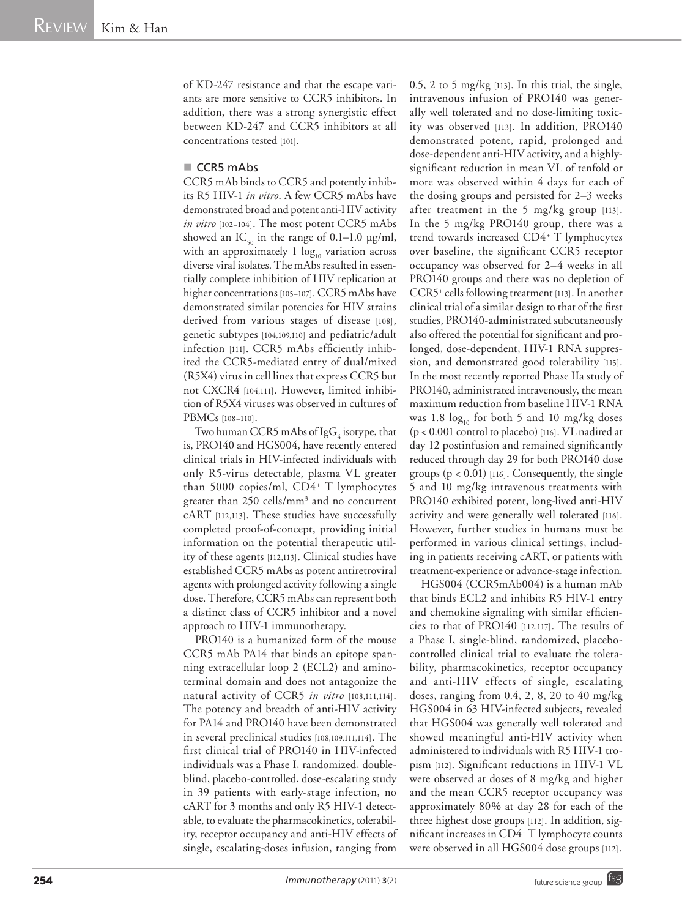of KD-247 resistance and that the escape variants are more sensitive to CCR5 inhibitors. In addition, there was a strong synergistic effect between KD-247 and CCR5 inhibitors at all concentrations tested [101].

### CCR5 mAbs

CCR5 mAb binds to CCR5 and potently inhibits R5 HIV-1 *in vitro*. A few CCR5 mAbs have demonstrated broad and potent anti-HIV activity *in vitro* [102–104]. The most potent CCR5 mAbs showed an $IC_{50}$ in the range of 0.1–1.0 µg/ml, with an approximately 1 $\log_{10}$ variation across diverse viral isolates. The mAbs resulted in essentially complete inhibition of HIV replication at higher concentrations [105–107]. CCR5 mAbs have demonstrated similar potencies for HIV strains derived from various stages of disease [108], genetic subtypes [104,109,110] and pediatric/adult infection [111]. CCR5 mAbs efficiently inhibited the CCR5-mediated entry of dual/mixed (R5X4) virus in cell lines that express CCR5 but not CXCR4 [104,111]. However, limited inhibition of R5X4 viruses was observed in cultures of PBMCs [108–110].

Two human CCR5 mAbs of $IgG_4$ isotype, that is, PRO140 and HGS004, have recently entered clinical trials in HIV-infected individuals with only R5-virus detectable, plasma VL greater than 5000 copies/ml, $CD4^+$ T lymphocytes greater than 250 cells/mm$^3$ and no concurrent cART [112,113]. These studies have successfully completed proof-of-concept, providing initial information on the potential therapeutic utility of these agents [112,113]. Clinical studies have established CCR5 mAbs as potent antiretroviral agents with prolonged activity following a single dose. Therefore, CCR5 mAbs can represent both a distinct class of CCR5 inhibitor and a novel approach to HIV-1 immunotherapy.

PRO140 is a humanized form of the mouse CCR5 mAb PA14 that binds an epitope spanning extracellular loop 2 (ECL2) and amino-terminal domain and does not antagonize the natural activity of CCR5 *in vitro* [108,111,114]. The potency and breadth of anti-HIV activity for PA14 and PRO140 have been demonstrated in several preclinical studies [108,109,111,114]. The first clinical trial of PRO140 in HIV-infected individuals was a Phase I, randomized, double-blind, placebo-controlled, dose-escalating study in 39 patients with early-stage infection, no cART for 3 months and only R5 HIV-1 detectable, to evaluate the pharmacokinetics, tolerability, receptor occupancy and anti-HIV effects of single, escalating-doses infusion, ranging from 0.5, 2 to 5 mg/kg [113]. In this trial, the single, intravenous infusion of PRO140 was generally well tolerated and no dose-limiting toxicity was observed [113]. In addition, PRO140 demonstrated potent, rapid, prolonged and dose-dependent anti-HIV activity, and a highly-significant reduction in mean VL of tenfold or more was observed within 4 days for each of the dosing groups and persisted for 2–3 weeks after treatment in the 5 mg/kg group [113]. In the 5 mg/kg PRO140 group, there was a trend towards increased $CD4^+$ T lymphocytes over baseline, the significant CCR5 receptor occupancy was observed for 2–4 weeks in all PRO140 groups and there was no depletion of $CCR5^+$ cells following treatment [113]. In another clinical trial of a similar design to that of the first studies, PRO140-administrated subcutaneously also offered the potential for significant and prolonged, dose-dependent, HIV-1 RNA suppression, and demonstrated good tolerability [115]. In the most recently reported Phase IIa study of PRO140, administrated intravenously, the mean maximum reduction from baseline HIV-1 RNA was 1.8 $\log_{10}$ for both 5 and 10 mg/kg doses ($p < 0.001$ control to placebo) [116]. VL nadired at day 12 postinfusion and remained significantly reduced through day 29 for both PRO140 dose groups ($p < 0.01$) [116]. Consequently, the single 5 and 10 mg/kg intravenous treatments with PRO140 exhibited potent, long-lived anti-HIV activity and were generally well tolerated [116]. However, further studies in humans must be performed in various clinical settings, including in patients receiving cART, or patients with treatment-experience or advance-stage infection.

HGS004 (CCR5mAb004) is a human mAb that binds ECL2 and inhibits R5 HIV-1 entry and chemokine signaling with similar efficiencies to that of PRO140 [112,117]. The results of a Phase I, single-blind, randomized, placebo-controlled clinical trial to evaluate the tolerability, pharmacokinetics, receptor occupancy and anti-HIV effects of single, escalating doses, ranging from 0.4, 2, 8, 20 to 40 mg/kg HGS004 in 63 HIV-infected subjects, revealed that HGS004 was generally well tolerated and showed meaningful anti-HIV activity when administered to individuals with R5 HIV-1 tropism [112]. Significant reductions in HIV-1 VL were observed at doses of 8 mg/kg and higher and the mean CCR5 receptor occupancy was approximately 80% at day 28 for each of the three highest dose groups [112]. In addition, significant increases in $CD4^+$ T lymphocyte counts were observed in all HGS004 dose groups [112].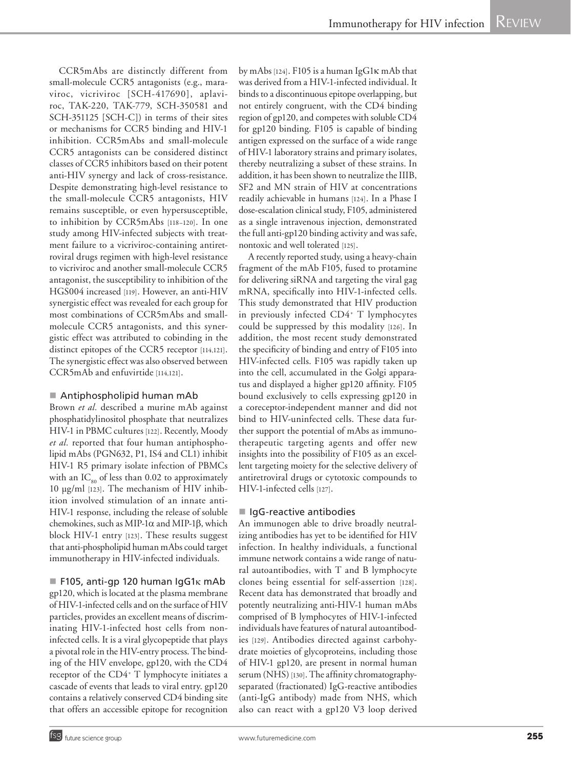CCR5mAbs are distinctly different from small-molecule CCR5 antagonists (e.g., maraviroc, vicriviroc [SCH-417690], aplaviroc, TAK-220, TAK-779, SCH-350581 and SCH-351125 [SCH-C]) in terms of their sites or mechanisms for CCR5 binding and HIV-1 inhibition. CCR5mAbs and small-molecule CCR5 antagonists can be considered distinct classes of CCR5 inhibitors based on their potent anti-HIV synergy and lack of cross-resistance. Despite demonstrating high-level resistance to the small-molecule CCR5 antagonists, HIV remains susceptible, or even hypersusceptible, to inhibition by CCR5mAbs [118–120]. In one study among HIV-infected subjects with treatment failure to a vicriviroc-containing antiretroviral drugs regimen with high-level resistance to vicriviroc and another small-molecule CCR5 antagonist, the susceptibility to inhibition of the HGS004 increased [119]. However, an anti-HIV synergistic effect was revealed for each group for most combinations of CCR5mAbs and small-molecule CCR5 antagonists, and this synergistic effect was attributed to cobinding in the distinct epitopes of the CCR5 receptor [114,121]. The synergistic effect was also observed between CCR5mAb and enfuvirtide [114,121].

## Antiphospholipid human mAb

Brown *et al.* described a murine mAb against phosphatidylinositol phosphate that neutralizes HIV-1 in PBMC cultures [122]. Recently, Moody *et al.* reported that four human antiphospholipid mAbs (PGN632, P1, IS4 and CL1) inhibit HIV-1 R5 primary isolate infection of PBMCs with an $IC_{80}$ of less than 0.02 to approximately 10 µg/ml [123]. The mechanism of HIV inhibition involved stimulation of an innate anti-HIV-1 response, including the release of soluble chemokines, such as MIP-1α and MIP-1β, which block HIV-1 entry [123]. These results suggest that anti-phospholipid human mAbs could target immunotherapy in HIV-infected individuals.

## F105, anti-gp 120 human IgG1κ mAb

gp120, which is located at the plasma membrane of HIV-1-infected cells and on the surface of HIV particles, provides an excellent means of discriminating HIV-1-infected host cells from non-infected cells. It is a viral glycopeptide that plays a pivotal role in the HIV-entry process. The binding of the HIV envelope, gp120, with the CD4 receptor of the CD4+ T lymphocyte initiates a cascade of events that leads to viral entry. gp120 contains a relatively conserved CD4 binding site that offers an accessible epitope for recognition by mAbs [124]. F105 is a human IgG1κ mAb that was derived from a HIV-1-infected individual. It binds to a discontinuous epitope overlapping, but not entirely congruent, with the CD4 binding region of gp120, and competes with soluble CD4 for gp120 binding. F105 is capable of binding antigen expressed on the surface of a wide range of HIV-1 laboratory strains and primary isolates, thereby neutralizing a subset of these strains. In addition, it has been shown to neutralize the IIIB, SF2 and MN strain of HIV at concentrations readily achievable in humans [124]. In a Phase I dose-escalation clinical study, F105, administered as a single intravenous injection, demonstrated the full anti-gp120 binding activity and was safe, nontoxic and well tolerated [125].

A recently reported study, using a heavy-chain fragment of the mAb F105, fused to protamine for delivering siRNA and targeting the viral gag mRNA, specifically into HIV-1-infected cells. This study demonstrated that HIV production in previously infected CD4+ T lymphocytes could be suppressed by this modality [126]. In addition, the most recent study demonstrated the specificity of binding and entry of F105 into HIV-infected cells. F105 was rapidly taken up into the cell, accumulated in the Golgi apparatus and displayed a higher gp120 affinity. F105 bound exclusively to cells expressing gp120 in a coreceptor-independent manner and did not bind to HIV-uninfected cells. These data further support the potential of mAbs as immunotherapeutic targeting agents and offer new insights into the possibility of F105 as an excellent targeting moiety for the selective delivery of antiretroviral drugs or cytotoxic compounds to HIV-1-infected cells [127].

## IgG-reactive antibodies

An immunogen able to drive broadly neutralizing antibodies has yet to be identified for HIV infection. In healthy individuals, a functional immune network contains a wide range of natural autoantibodies, with T and B lymphocyte clones being essential for self-assertion [128]. Recent data has demonstrated that broadly and potently neutralizing anti-HIV-1 human mAbs comprised of B lymphocytes of HIV-1-infected individuals have features of natural autoantibodies [129]. Antibodies directed against carbohydrate moieties of glycoproteins, including those of HIV-1 gp120, are present in normal human serum (NHS) [130]. The affinity chromatography-separated (fractionated) IgG-reactive antibodies (anti-IgG antibody) made from NHS, which also can react with a gp120 V3 loop derived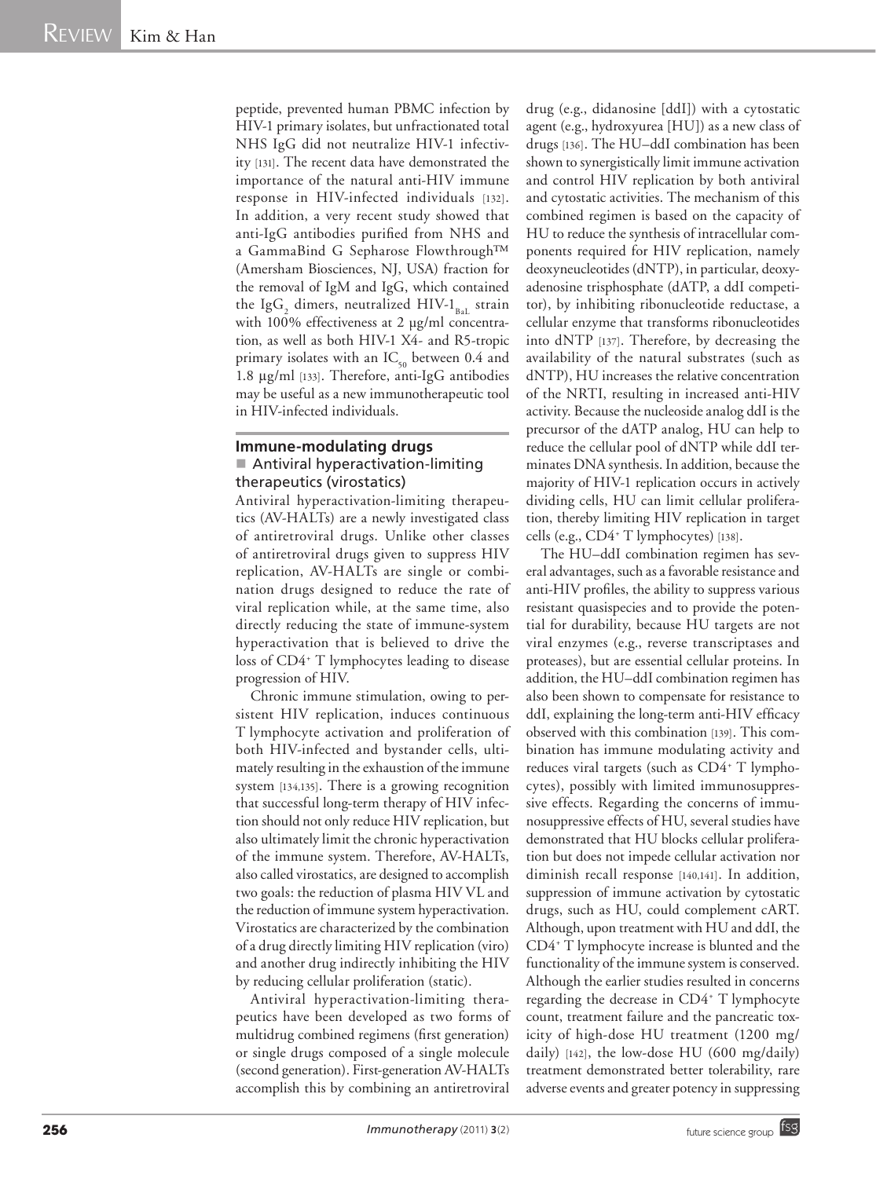peptide, prevented human PBMC infection by HIV-1 primary isolates, but unfractionated total NHS IgG did not neutralize HIV-1 infectivity [131]. The recent data have demonstrated the importance of the natural anti-HIV immune response in HIV-infected individuals [132]. In addition, a very recent study showed that anti-IgG antibodies purified from NHS and a GammaBind G Sepharose Flowthrough™ (Amersham Biosciences, NJ, USA) fraction for the removal of IgM and IgG, which contained the $IgG_2$ dimers, neutralized HIV-$1_{BaL}$ strain with 100% effectiveness at 2 µg/ml concentration, as well as both HIV-1 X4- and R5-tropic primary isolates with an $IC_{50}$ between 0.4 and 1.8 µg/ml [133]. Therefore, anti-IgG antibodies may be useful as a new immunotherapeutic tool in HIV-infected individuals.

## Immune-modulating drugs

### Antiviral hyperactivation-limiting therapeutics (virostatics)

Antiviral hyperactivation-limiting therapeutics (AV-HALTs) are a newly investigated class of antiretroviral drugs. Unlike other classes of antiretroviral drugs given to suppress HIV replication, AV-HALTs are single or combination drugs designed to reduce the rate of viral replication while, at the same time, also directly reducing the state of immune-system hyperactivation that is believed to drive the loss of $CD4^+$ T lymphocytes leading to disease progression of HIV.

Chronic immune stimulation, owing to persistent HIV replication, induces continuous T lymphocyte activation and proliferation of both HIV-infected and bystander cells, ultimately resulting in the exhaustion of the immune system [134,135]. There is a growing recognition that successful long-term therapy of HIV infection should not only reduce HIV replication, but also ultimately limit the chronic hyperactivation of the immune system. Therefore, AV-HALTs, also called virostatics, are designed to accomplish two goals: the reduction of plasma HIV VL and the reduction of immune system hyperactivation. Virostatics are characterized by the combination of a drug directly limiting HIV replication (viro) and another drug indirectly inhibiting the HIV by reducing cellular proliferation (static).

Antiviral hyperactivation-limiting therapeutics have been developed as two forms of multidrug combined regimens (first generation) or single drugs composed of a single molecule (second generation). First-generation AV-HALTs accomplish this by combining an antiretroviral drug (e.g., didanosine [ddI]) with a cytostatic agent (e.g., hydroxyurea [HU]) as a new class of drugs [136]. The HU–ddI combination has been shown to synergistically limit immune activation and control HIV replication by both antiviral and cytostatic activities. The mechanism of this combined regimen is based on the capacity of HU to reduce the synthesis of intracellular components required for HIV replication, namely deoxyneucleotides (dNTP), in particular, deoxyadenosine trisphosphate (dATP, a ddI competitor), by inhibiting ribonucleotide reductase, a cellular enzyme that transforms ribonucleotides into dNTP [137]. Therefore, by decreasing the availability of the natural substrates (such as dNTP), HU increases the relative concentration of the NRTI, resulting in increased anti-HIV activity. Because the nucleoside analog ddI is the precursor of the dATP analog, HU can help to reduce the cellular pool of dNTP while ddI terminates DNA synthesis. In addition, because the majority of HIV-1 replication occurs in actively dividing cells, HU can limit cellular proliferation, thereby limiting HIV replication in target cells (e.g., $CD4^+$ T lymphocytes) [138].

The HU–ddI combination regimen has several advantages, such as a favorable resistance and anti-HIV profiles, the ability to suppress various resistant quasispecies and to provide the potential for durability, because HU targets are not viral enzymes (e.g., reverse transcriptases and proteases), but are essential cellular proteins. In addition, the HU–ddI combination regimen has also been shown to compensate for resistance to ddI, explaining the long-term anti-HIV efficacy observed with this combination [139]. This combination has immune modulating activity and reduces viral targets (such as $CD4^+$ T lymphocytes), possibly with limited immunosuppressive effects. Regarding the concerns of immunosuppressive effects of HU, several studies have demonstrated that HU blocks cellular proliferation but does not impede cellular activation nor diminish recall response [140,141]. In addition, suppression of immune activation by cytostatic drugs, such as HU, could complement cART. Although, upon treatment with HU and ddI, the $CD4^+$ T lymphocyte increase is blunted and the functionality of the immune system is conserved. Although the earlier studies resulted in concerns regarding the decrease in $CD4^+$ T lymphocyte count, treatment failure and the pancreatic toxicity of high-dose HU treatment (1200 mg/daily) [142], the low-dose HU (600 mg/daily) treatment demonstrated better tolerability, rare adverse events and greater potency in suppressing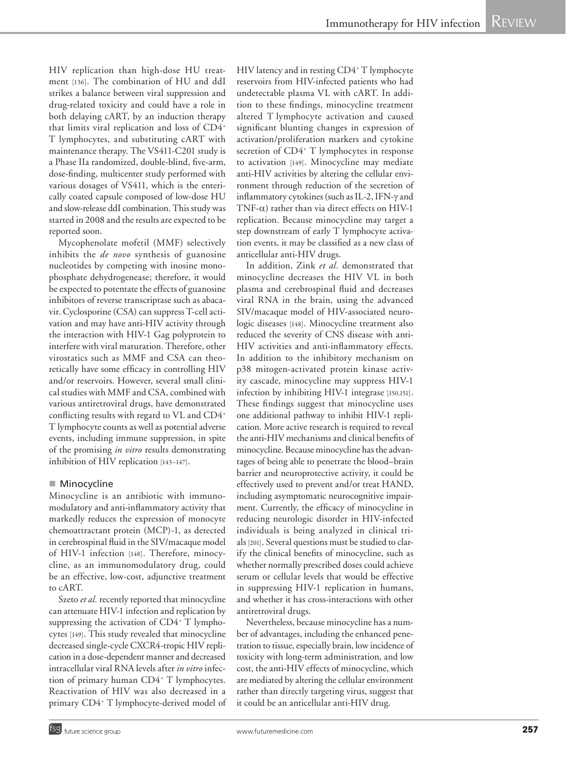HIV replication than high-dose HU treatment [136]. The combination of HU and ddI strikes a balance between viral suppression and drug-related toxicity and could have a role in both delaying cART, by an induction therapy that limits viral replication and loss of CD4+ T lymphocytes, and substituting cART with maintenance therapy. The VS411-C201 study is a Phase IIa randomized, double-blind, five-arm, dose-finding, multicenter study performed with various dosages of VS411, which is the enterically coated capsule composed of low-dose HU and slow-release ddI combination. This study was started in 2008 and the results are expected to be reported soon.

Mycophenolate mofetil (MMF) selectively inhibits the *de novo* synthesis of guanosine nucleotides by competing with inosine monophosphate dehydrogenease; therefore, it would be expected to potentate the effects of guanosine inhibitors of reverse transcriptase such as abacavir. Cyclosporine (CSA) can suppress T-cell activation and may have anti-HIV activity through the interaction with HIV-1 Gag polyprotein to interfere with viral maturation. Therefore, other virostatics such as MMF and CSA can theoretically have some efficacy in controlling HIV and/or reservoirs. However, several small clinical studies with MMF and CSA, combined with various antiretroviral drugs, have demonstrated conflicting results with regard to VL and CD4+ T lymphocyte counts as well as potential adverse events, including immune suppression, in spite of the promising *in vitro* results demonstrating inhibition of HIV replication [143–147].

## Minocycline

Minocycline is an antibiotic with immunomodulatory and anti-inflammatory activity that markedly reduces the expression of monocyte chemoattractant protein (MCP)-1, as detected in cerebrospinal fluid in the SIV/macaque model of HIV-1 infection [148]. Therefore, minocycline, as an immunomodulatory drug, could be an effective, low-cost, adjunctive treatment to cART.

Szeto *et al.* recently reported that minocycline can attenuate HIV-1 infection and replication by suppressing the activation of CD4+ T lymphocytes [149]. This study revealed that minocycline decreased single-cycle CXCR4-tropic HIV replication in a dose-dependent manner and decreased intracellular viral RNA levels after *in vitro* infection of primary human CD4+ T lymphocytes. Reactivation of HIV was also decreased in a primary CD4+ T lymphocyte-derived model of HIV latency and in resting CD4+ T lymphocyte reservoirs from HIV-infected patients who had undetectable plasma VL with cART. In addition to these findings, minocycline treatment altered T lymphocyte activation and caused significant blunting changes in expression of activation/proliferation markers and cytokine secretion of CD4+ T lymphocytes in response to activation [149]. Minocycline may mediate anti-HIV activities by altering the cellular environment through reduction of the secretion of inflammatory cytokines (such as IL-2, IFN-γ and TNF-α) rather than via direct effects on HIV-1 replication. Because minocycline may target a step downstream of early T lymphocyte activation events, it may be classified as a new class of anticellular anti-HIV drugs.

In addition, Zink *et al.* demonstrated that minocycline decreases the HIV VL in both plasma and cerebrospinal fluid and decreases viral RNA in the brain, using the advanced SIV/macaque model of HIV-associated neurologic diseases [148]. Minocycline treatment also reduced the severity of CNS disease with anti-HIV activities and anti-inflammatory effects. In addition to the inhibitory mechanism on p38 mitogen-activated protein kinase activity cascade, minocycline may suppress HIV-1 infection by inhibiting HIV-1 integrase [150,151]. These findings suggest that minocycline uses one additional pathway to inhibit HIV-1 replication. More active research is required to reveal the anti-HIV mechanisms and clinical benefits of minocycline. Because minocycline has the advantages of being able to penetrate the blood–brain barrier and neuroprotective activity, it could be effectively used to prevent and/or treat HAND, including asymptomatic neurocognitive impairment. Currently, the efficacy of minocycline in reducing neurologic disorder in HIV-infected individuals is being analyzed in clinical trials [201]. Several questions must be studied to clarify the clinical benefits of minocycline, such as whether normally prescribed doses could achieve serum or cellular levels that would be effective in suppressing HIV-1 replication in humans, and whether it has cross-interactions with other antiretroviral drugs.

Nevertheless, because minocycline has a number of advantages, including the enhanced penetration to tissue, especially brain, low incidence of toxicity with long-term administration, and low cost, the anti-HIV effects of minocycline, which are mediated by altering the cellular environment rather than directly targeting virus, suggest that it could be an anticellular anti-HIV drug.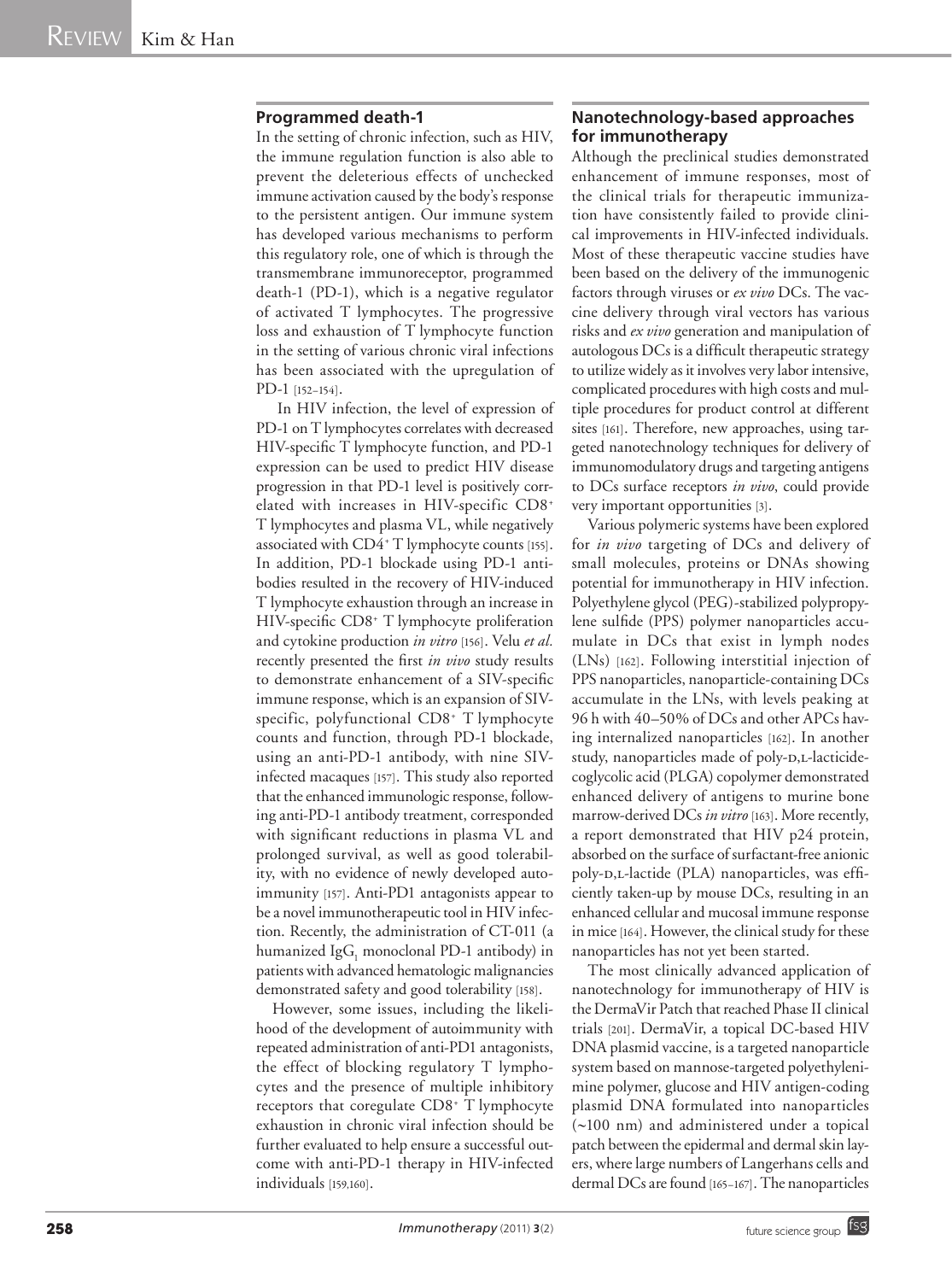## Programmed death-1

In the setting of chronic infection, such as HIV, the immune regulation function is also able to prevent the deleterious effects of unchecked immune activation caused by the body's response to the persistent antigen. Our immune system has developed various mechanisms to perform this regulatory role, one of which is through the transmembrane immunoreceptor, programmed death-1 (PD-1), which is a negative regulator of activated T lymphocytes. The progressive loss and exhaustion of T lymphocyte function in the setting of various chronic viral infections has been associated with the upregulation of PD-1 [152–154].

In HIV infection, the level of expression of PD-1 on T lymphocytes correlates with decreased HIV-specific T lymphocyte function, and PD-1 expression can be used to predict HIV disease progression in that PD-1 level is positively correlated with increases in HIV-specific $CD8^+$ T lymphocytes and plasma VL, while negatively associated with $CD4^+$ T lymphocyte counts [155]. In addition, PD-1 blockade using PD-1 antibodies resulted in the recovery of HIV-induced T lymphocyte exhaustion through an increase in HIV-specific $CD8^+$ T lymphocyte proliferation and cytokine production *in vitro* [156]. Velu *et al.* recently presented the first *in vivo* study results to demonstrate enhancement of a SIV-specific immune response, which is an expansion of SIV-specific, polyfunctional $CD8^+$ T lymphocyte counts and function, through PD-1 blockade, using an anti-PD-1 antibody, with nine SIV-infected macaques [157]. This study also reported that the enhanced immunologic response, following anti-PD-1 antibody treatment, corresponded with significant reductions in plasma VL and prolonged survival, as well as good tolerability, with no evidence of newly developed autoimmunity [157]. Anti-PD1 antagonists appear to be a novel immunotherapeutic tool in HIV infection. Recently, the administration of CT-011 (a humanized $IgG_1$ monoclonal PD-1 antibody) in patients with advanced hematologic malignancies demonstrated safety and good tolerability [158].

However, some issues, including the likelihood of the development of autoimmunity with repeated administration of anti-PD1 antagonists, the effect of blocking regulatory T lymphocytes and the presence of multiple inhibitory receptors that coregulate $CD8^+$ T lymphocyte exhaustion in chronic viral infection should be further evaluated to help ensure a successful outcome with anti-PD-1 therapy in HIV-infected individuals [159,160].

## Nanotechnology-based approaches for immunotherapy

Although the preclinical studies demonstrated enhancement of immune responses, most of the clinical trials for therapeutic immunization have consistently failed to provide clinical improvements in HIV-infected individuals. Most of these therapeutic vaccine studies have been based on the delivery of the immunogenic factors through viruses or *ex vivo* DCs. The vaccine delivery through viral vectors has various risks and *ex vivo* generation and manipulation of autologous DCs is a difficult therapeutic strategy to utilize widely as it involves very labor intensive, complicated procedures with high costs and multiple procedures for product control at different sites [161]. Therefore, new approaches, using targeted nanotechnology techniques for delivery of immunomodulatory drugs and targeting antigens to DCs surface receptors *in vivo*, could provide very important opportunities [3].

Various polymeric systems have been explored for *in vivo* targeting of DCs and delivery of small molecules, proteins or DNAs showing potential for immunotherapy in HIV infection. Polyethylene glycol (PEG)-stabilized polypropylene sulfide (PPS) polymer nanoparticles accumulate in DCs that exist in lymph nodes (LNs) [162]. Following interstitial injection of PPS nanoparticles, nanoparticle-containing DCs accumulate in the LNs, with levels peaking at 96 h with 40–50% of DCs and other APCs having internalized nanoparticles [162]. In another study, nanoparticles made of poly-D,L-lacticide-coglycolic acid (PLGA) copolymer demonstrated enhanced delivery of antigens to murine bone marrow-derived DCs *in vitro* [163]. More recently, a report demonstrated that HIV p24 protein, absorbed on the surface of surfactant-free anionic poly-D,L-lactide (PLA) nanoparticles, was efficiently taken-up by mouse DCs, resulting in an enhanced cellular and mucosal immune response in mice [164]. However, the clinical study for these nanoparticles has not yet been started.

The most clinically advanced application of nanotechnology for immunotherapy of HIV is the DermaVir Patch that reached Phase II clinical trials [201]. DermaVir, a topical DC-based HIV DNA plasmid vaccine, is a targeted nanoparticle system based on mannose-targeted polyethylenimine polymer, glucose and HIV antigen-coding plasmid DNA formulated into nanoparticles (~100 nm) and administered under a topical patch between the epidermal and dermal skin layers, where large numbers of Langerhans cells and dermal DCs are found [165–167]. The nanoparticles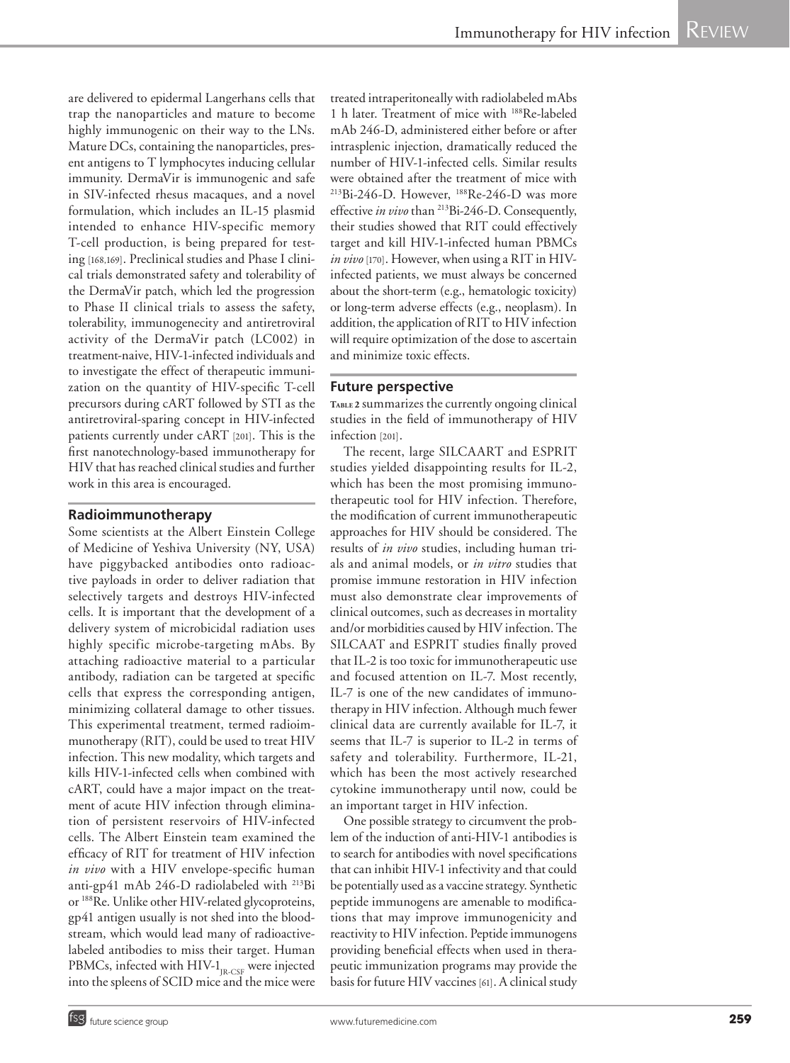are delivered to epidermal Langerhans cells that trap the nanoparticles and mature to become highly immunogenic on their way to the LNs. Mature DCs, containing the nanoparticles, present antigens to T lymphocytes inducing cellular immunity. DermaVir is immunogenic and safe in SIV-infected rhesus macaques, and a novel formulation, which includes an IL-15 plasmid intended to enhance HIV-specific memory T-cell production, is being prepared for testing [168,169]. Preclinical studies and Phase I clinical trials demonstrated safety and tolerability of the DermaVir patch, which led the progression to Phase II clinical trials to assess the safety, tolerability, immunogenecity and antiretroviral activity of the DermaVir patch (LC002) in treatment-naive, HIV-1-infected individuals and to investigate the effect of therapeutic immunization on the quantity of HIV-specific T-cell precursors during cART followed by STI as the antiretroviral-sparing concept in HIV-infected patients currently under cART [201]. This is the first nanotechnology-based immunotherapy for HIV that has reached clinical studies and further work in this area is encouraged.

## Radioimmunotherapy

Some scientists at the Albert Einstein College of Medicine of Yeshiva University (NY, USA) have piggybacked antibodies onto radioactive payloads in order to deliver radiation that selectively targets and destroys HIV-infected cells. It is important that the development of a delivery system of microbicidal radiation uses highly specific microbe-targeting mAbs. By attaching radioactive material to a particular antibody, radiation can be targeted at specific cells that express the corresponding antigen, minimizing collateral damage to other tissues. This experimental treatment, termed radioimmunotherapy (RIT), could be used to treat HIV infection. This new modality, which targets and kills HIV-1-infected cells when combined with cART, could have a major impact on the treatment of acute HIV infection through elimination of persistent reservoirs of HIV-infected cells. The Albert Einstein team examined the efficacy of RIT for treatment of HIV infection *in vivo* with a HIV envelope-specific human anti-gp41 mAb 246-D radiolabeled with $^{213}$Bi or $^{188}$Re. Unlike other HIV-related glycoproteins, gp41 antigen usually is not shed into the bloodstream, which would lead many of radioactive-labeled antibodies to miss their target. Human PBMCs, infected with HIV-$1_{JR\text{-}CSF}$ were injected into the spleens of SCID mice and the mice were treated intraperitoneally with radiolabeled mAbs 1 h later. Treatment of mice with $^{188}$Re-labeled mAb 246-D, administered either before or after intrasplenic injection, dramatically reduced the number of HIV-1-infected cells. Similar results were obtained after the treatment of mice with $^{213}$Bi-246-D. However, $^{188}$Re-246-D was more effective *in vivo* than $^{213}$Bi-246-D. Consequently, their studies showed that RIT could effectively target and kill HIV-1-infected human PBMCs *in vivo* [170]. However, when using a RIT in HIV-infected patients, we must always be concerned about the short-term (e.g., hematologic toxicity) or long-term adverse effects (e.g., neoplasm). In addition, the application of RIT to HIV infection will require optimization of the dose to ascertain and minimize toxic effects.

## Future perspective

**Table 2** summarizes the currently ongoing clinical studies in the field of immunotherapy of HIV infection [201].

The recent, large SILCAART and ESPRIT studies yielded disappointing results for IL-2, which has been the most promising immunotherapeutic tool for HIV infection. Therefore, the modification of current immunotherapeutic approaches for HIV should be considered. The results of *in vivo* studies, including human trials and animal models, or *in vitro* studies that promise immune restoration in HIV infection must also demonstrate clear improvements of clinical outcomes, such as decreases in mortality and/or morbidities caused by HIV infection. The SILCAAT and ESPRIT studies finally proved that IL-2 is too toxic for immunotherapeutic use and focused attention on IL-7. Most recently, IL-7 is one of the new candidates of immunotherapy in HIV infection. Although much fewer clinical data are currently available for IL-7, it seems that IL-7 is superior to IL-2 in terms of safety and tolerability. Furthermore, IL-21, which has been the most actively researched cytokine immunotherapy until now, could be an important target in HIV infection.

One possible strategy to circumvent the problem of the induction of anti-HIV-1 antibodies is to search for antibodies with novel specifications that can inhibit HIV-1 infectivity and that could be potentially used as a vaccine strategy. Synthetic peptide immunogens are amenable to modifications that may improve immunogenicity and reactivity to HIV infection. Peptide immunogens providing beneficial effects when used in therapeutic immunization programs may provide the basis for future HIV vaccines [61]. A clinical study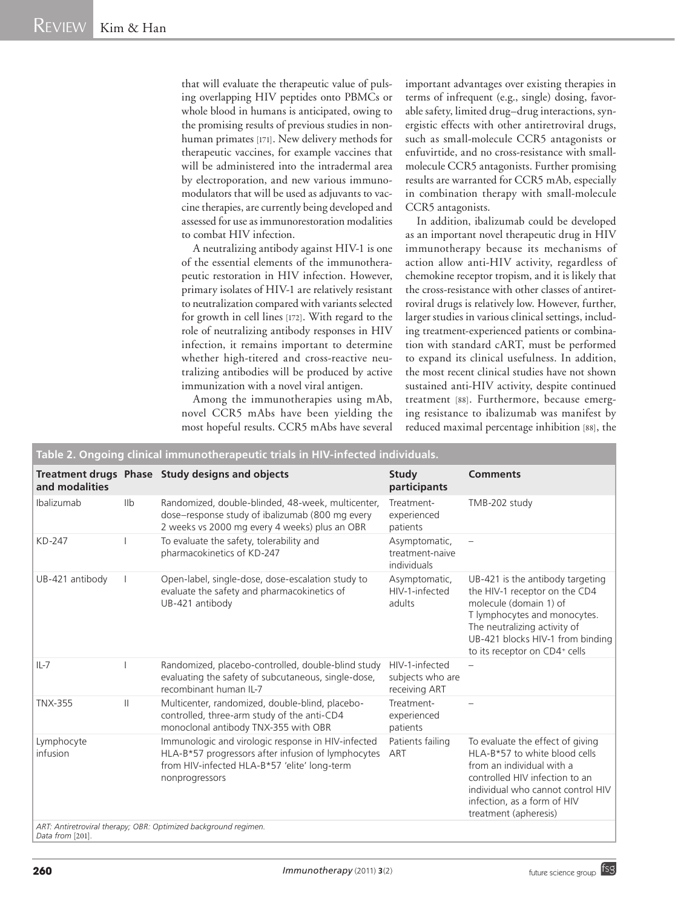that will evaluate the therapeutic value of pulsing overlapping HIV peptides onto PBMCs or whole blood in humans is anticipated, owing to the promising results of previous studies in non-human primates [171]. New delivery methods for therapeutic vaccines, for example vaccines that will be administered into the intradermal area by electroporation, and new various immunomodulators that will be used as adjuvants to vaccine therapies, are currently being developed and assessed for use as immunorestoration modalities to combat HIV infection.

A neutralizing antibody against HIV-1 is one of the essential elements of the immunotherapeutic restoration in HIV infection. However, primary isolates of HIV-1 are relatively resistant to neutralization compared with variants selected for growth in cell lines [172]. With regard to the role of neutralizing antibody responses in HIV infection, it remains important to determine whether high-titered and cross-reactive neutralizing antibodies will be produced by active immunization with a novel viral antigen.

Among the immunotherapies using mAb, novel CCR5 mAbs have been yielding the most hopeful results. CCR5 mAbs have several important advantages over existing therapies in terms of infrequent (e.g., single) dosing, favorable safety, limited drug–drug interactions, synergistic effects with other antiretroviral drugs, such as small-molecule CCR5 antagonists or enfuvirtide, and no cross-resistance with small-molecule CCR5 antagonists. Further promising results are warranted for CCR5 mAb, especially in combination therapy with small-molecule CCR5 antagonists.

In addition, ibalizumab could be developed as an important novel therapeutic drug in HIV immunotherapy because its mechanisms of action allow anti-HIV activity, regardless of chemokine receptor tropism, and it is likely that the cross-resistance with other classes of antiretroviral drugs is relatively low. However, further, larger studies in various clinical settings, including treatment-experienced patients or combination with standard cART, must be performed to expand its clinical usefulness. In addition, the most recent clinical studies have not shown sustained anti-HIV activity, despite continued treatment [88]. Furthermore, because emerging resistance to ibalizumab was manifest by reduced maximal percentage inhibition [88], the

**Table 2. Ongoing clinical immunotherapeutic trials in HIV-infected individuals.**

| Treatment drugs and modalities | Phase | Study designs and objects | Study participants | Comments |
|---|---|---|---|---|
| Ibalizumab | IIb | Randomized, double-blinded, 48-week, multicenter, dose–response study of ibalizumab (800 mg every 2 weeks vs 2000 mg every 4 weeks) plus an OBR | Treatment-experienced patients | TMB-202 study |
| KD-247 | I | To evaluate the safety, tolerability and pharmacokinetics of KD-247 | Asymptomatic, treatment-naive individuals | – |
| UB-421 antibody | I | Open-label, single-dose, dose-escalation study to evaluate the safety and pharmacokinetics of UB-421 antibody | Asymptomatic, HIV-1-infected adults | UB-421 is the antibody targeting the HIV-1 receptor on the CD4 molecule (domain 1) of T lymphocytes and monocytes. The neutralizing activity of UB-421 blocks HIV-1 from binding to its receptor on CD4+ cells |
| IL-7 | I | Randomized, placebo-controlled, double-blind study evaluating the safety of subcutaneous, single-dose, recombinant human IL-7 | HIV-1-infected subjects who are receiving ART | – |
| TNX-355 | II | Multicenter, randomized, double-blind, placebo-controlled, three-arm study of the anti-CD4 monoclonal antibody TNX-355 with OBR | Treatment-experienced patients | – |
| Lymphocyte infusion | | Immunologic and virologic response in HIV-infected HLA-B*57 progressors after infusion of lymphocytes from HIV-infected HLA-B*57 'elite' long-term nonprogressors | Patients failing ART | To evaluate the effect of giving HLA-B*57 to white blood cells from an individual with a controlled HIV infection to an individual who cannot control HIV infection, as a form of HIV treatment (apheresis) |

*ART: Antiretroviral therapy; OBR: Optimized background regimen.*
*Data from* [201].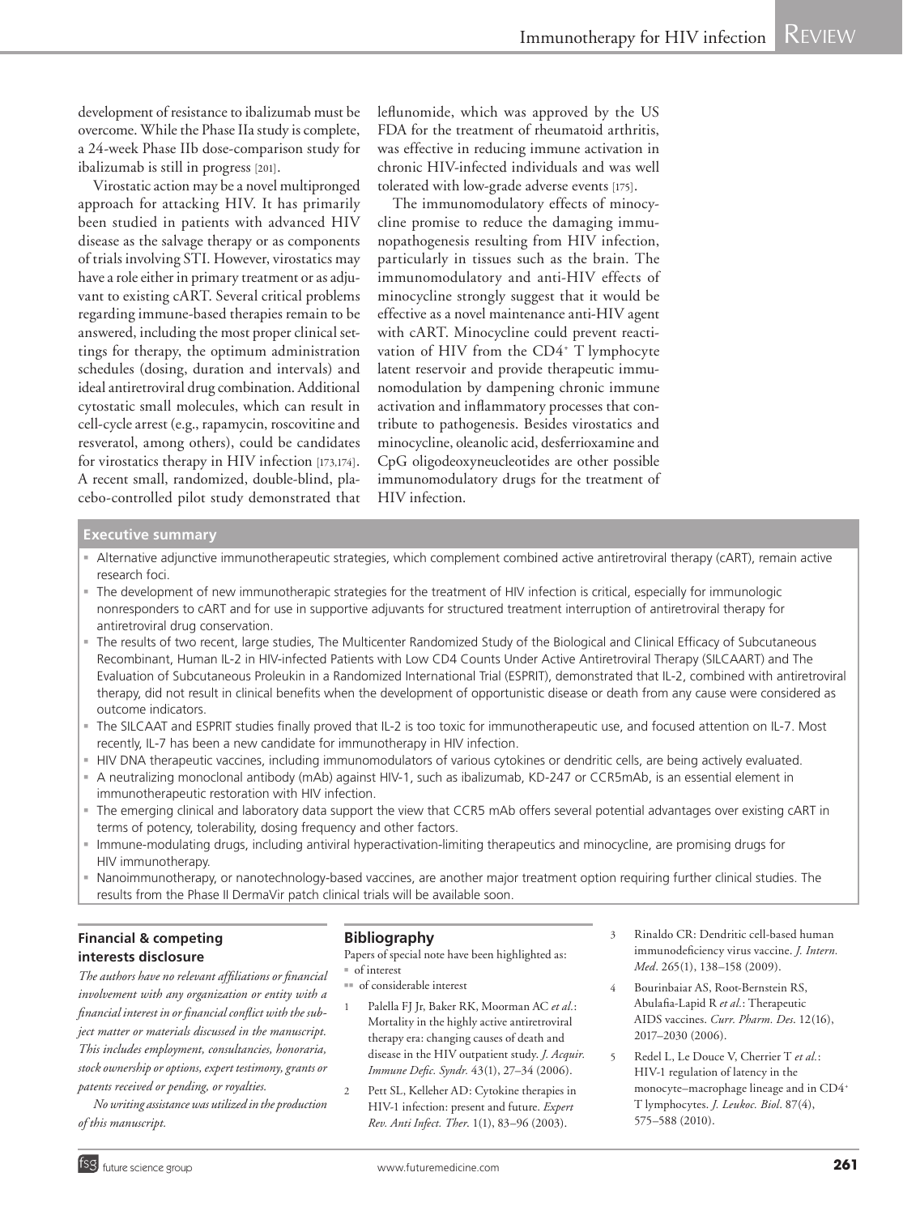development of resistance to ibalizumab must be overcome. While the Phase IIa study is complete, a 24-week Phase IIb dose-comparison study for ibalizumab is still in progress [201].

Virostatic action may be a novel multipronged approach for attacking HIV. It has primarily been studied in patients with advanced HIV disease as the salvage therapy or as components of trials involving STI. However, virostatics may have a role either in primary treatment or as adjuvant to existing cART. Several critical problems regarding immune-based therapies remain to be answered, including the most proper clinical settings for therapy, the optimum administration schedules (dosing, duration and intervals) and ideal antiretroviral drug combination. Additional cytostatic small molecules, which can result in cell-cycle arrest (e.g., rapamycin, roscovitine and resveratol, among others), could be candidates for virostatics therapy in HIV infection [173,174]. A recent small, randomized, double-blind, placebo-controlled pilot study demonstrated that leflunomide, which was approved by the US FDA for the treatment of rheumatoid arthritis, was effective in reducing immune activation in chronic HIV-infected individuals and was well tolerated with low-grade adverse events [175].

The immunomodulatory effects of minocycline promise to reduce the damaging immunopathogenesis resulting from HIV infection, particularly in tissues such as the brain. The immunomodulatory and anti-HIV effects of minocycline strongly suggest that it would be effective as a novel maintenance anti-HIV agent with cART. Minocycline could prevent reactivation of HIV from the $CD4^+$ T lymphocyte latent reservoir and provide therapeutic immunomodulation by dampening chronic immune activation and inflammatory processes that contribute to pathogenesis. Besides virostatics and minocycline, oleanolic acid, desferrioxamine and CpG oligodeoxyneucleotides are other possible immunomodulatory drugs for the treatment of HIV infection.

## Executive summary

- Alternative adjunctive immunotherapeutic strategies, which complement combined active antiretroviral therapy (cART), remain active research foci.
- The development of new immunotherapic strategies for the treatment of HIV infection is critical, especially for immunologic nonresponders to cART and for use in supportive adjuvants for structured treatment interruption of antiretroviral therapy for antiretroviral drug conservation.
- The results of two recent, large studies, The Multicenter Randomized Study of the Biological and Clinical Efficacy of Subcutaneous Recombinant, Human IL-2 in HIV-infected Patients with Low CD4 Counts Under Active Antiretroviral Therapy (SILCAART) and The Evaluation of Subcutaneous Proleukin in a Randomized International Trial (ESPRIT), demonstrated that IL-2, combined with antiretroviral therapy, did not result in clinical benefits when the development of opportunistic disease or death from any cause were considered as outcome indicators.
- The SILCAAT and ESPRIT studies finally proved that IL-2 is too toxic for immunotherapeutic use, and focused attention on IL-7. Most recently, IL-7 has been a new candidate for immunotherapy in HIV infection.
- HIV DNA therapeutic vaccines, including immunomodulators of various cytokines or dendritic cells, are being actively evaluated.
- A neutralizing monoclonal antibody (mAb) against HIV-1, such as ibalizumab, KD-247 or CCR5mAb, is an essential element in immunotherapeutic restoration with HIV infection.
- The emerging clinical and laboratory data support the view that CCR5 mAb offers several potential advantages over existing cART in terms of potency, tolerability, dosing frequency and other factors.
- Immune-modulating drugs, including antiviral hyperactivation-limiting therapeutics and minocycline, are promising drugs for HIV immunotherapy.
- Nanoimmunotherapy, or nanotechnology-based vaccines, are another major treatment option requiring further clinical studies. The results from the Phase II DermaVir patch clinical trials will be available soon.

### Financial & competing interests disclosure

*The authors have no relevant affiliations or financial involvement with any organization or entity with a financial interest in or financial conflict with the subject matter or materials discussed in the manuscript. This includes employment, consultancies, honoraria, stock ownership or options, expert testimony, grants or patents received or pending, or royalties.*

*No writing assistance was utilized in the production of this manuscript.*

## Bibliography

Papers of special note have been highlighted as:
▪ of interest
▪▪ of considerable interest

1. Palella FJ Jr, Baker RK, Moorman AC *et al.*: Mortality in the highly active antiretroviral therapy era: changing causes of death and disease in the HIV outpatient study. *J. Acquir. Immune Defic. Syndr.* 43(1), 27–34 (2006).
2. Pett SL, Kelleher AD: Cytokine therapies in HIV-1 infection: present and future. *Expert Rev. Anti Infect. Ther.* 1(1), 83–96 (2003).
3. Rinaldo CR: Dendritic cell-based human immunodeficiency virus vaccine. *J. Intern. Med.* 265(1), 138–158 (2009).
4. Bourinbaiar AS, Root-Bernstein RS, Abulafia-Lapid R *et al.*: Therapeutic AIDS vaccines. *Curr. Pharm. Des.* 12(16), 2017–2030 (2006).
5. Redel L, Le Douce V, Cherrier T *et al.*: HIV-1 regulation of latency in the monocyte–macrophage lineage and in $CD4^+$ T lymphocytes. *J. Leukoc. Biol.* 87(4), 575–588 (2010).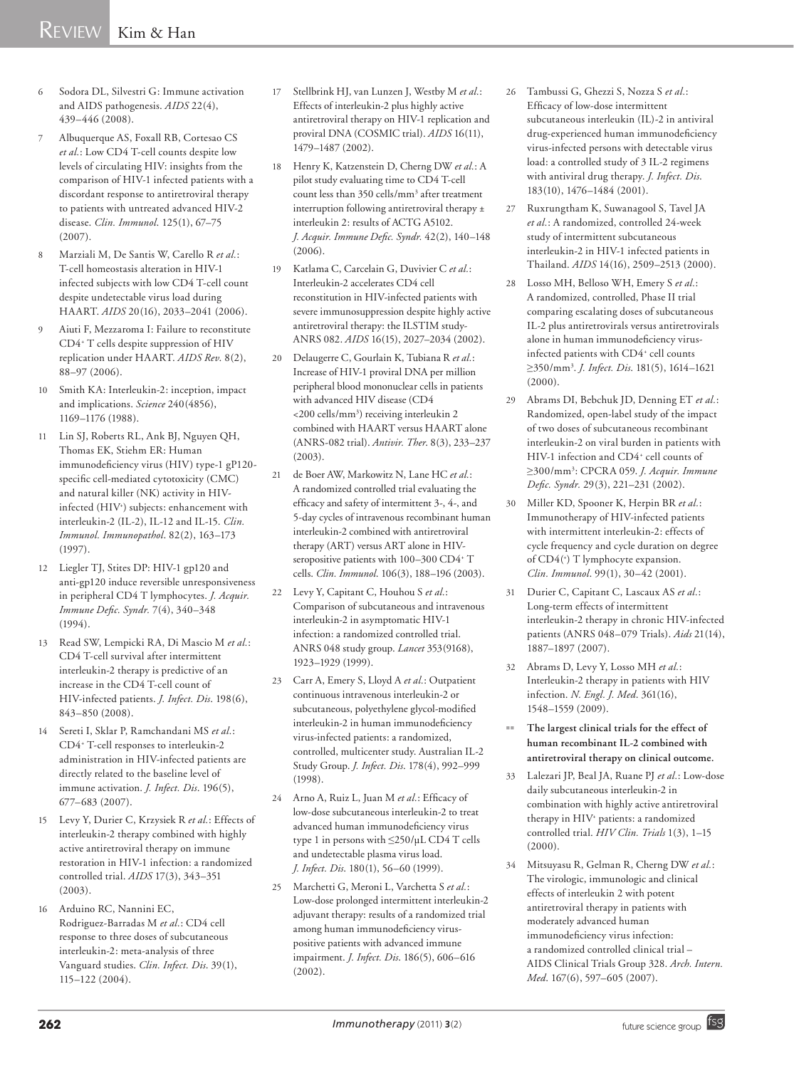6 Sodora DL, Silvestri G: Immune activation and AIDS pathogenesis. *AIDS* 22(4), 439–446 (2008).

7 Albuquerque AS, Foxall RB, Cortesao CS *et al.*: Low CD4 T-cell counts despite low levels of circulating HIV: insights from the comparison of HIV-1 infected patients with a discordant response to antiretroviral therapy to patients with untreated advanced HIV-2 disease. *Clin. Immunol.* 125(1), 67–75 (2007).

8 Marziali M, De Santis W, Carello R *et al.*: T-cell homeostasis alteration in HIV-1 infected subjects with low CD4 T-cell count despite undetectable virus load during HAART. *AIDS* 20(16), 2033–2041 (2006).

9 Aiuti F, Mezzaroma I: Failure to reconstitute CD4+ T cells despite suppression of HIV replication under HAART. *AIDS Rev.* 8(2), 88–97 (2006).

10 Smith KA: Interleukin-2: inception, impact and implications. *Science* 240(4856), 1169–1176 (1988).

11 Lin SJ, Roberts RL, Ank BJ, Nguyen QH, Thomas EK, Stiehm ER: Human immunodeficiency virus (HIV) type-1 gP120-specific cell-mediated cytotoxicity (CMC) and natural killer (NK) activity in HIV-infected (HIV+) subjects: enhancement with interleukin-2 (IL-2), IL-12 and IL-15. *Clin. Immunol. Immunopathol.* 82(2), 163–173 (1997).

12 Liegler TJ, Stites DP: HIV-1 gp120 and anti-gp120 induce reversible unresponsiveness in peripheral CD4 T lymphocytes. *J. Acquir. Immune Defic. Syndr.* 7(4), 340–348 (1994).

13 Read SW, Lempicki RA, Di Mascio M *et al.*: CD4 T-cell survival after intermittent interleukin-2 therapy is predictive of an increase in the CD4 T-cell count of HIV-infected patients. *J. Infect. Dis.* 198(6), 843–850 (2008).

14 Sereti I, Sklar P, Ramchandani MS *et al.*: CD4+ T-cell responses to interleukin-2 administration in HIV-infected patients are directly related to the baseline level of immune activation. *J. Infect. Dis.* 196(5), 677–683 (2007).

15 Levy Y, Durier C, Krzysiek R *et al.*: Effects of interleukin-2 therapy combined with highly active antiretroviral therapy on immune restoration in HIV-1 infection: a randomized controlled trial. *AIDS* 17(3), 343–351 (2003).

16 Arduino RC, Nannini EC, Rodriguez-Barradas M *et al.*: CD4 cell response to three doses of subcutaneous interleukin-2: meta-analysis of three Vanguard studies. *Clin. Infect. Dis.* 39(1), 115–122 (2004).

17 Stellbrink HJ, van Lunzen J, Westby M *et al.*: Effects of interleukin-2 plus highly active antiretroviral therapy on HIV-1 replication and proviral DNA (COSMIC trial). *AIDS* 16(11), 1479–1487 (2002).

18 Henry K, Katzenstein D, Cherng DW *et al.*: A pilot study evaluating time to CD4 T-cell count less than 350 cells/mm³ after treatment interruption following antiretroviral therapy ± interleukin 2: results of ACTG A5102. *J. Acquir. Immune Defic. Syndr.* 42(2), 140–148 (2006).

19 Katlama C, Carcelain G, Duvivier C *et al.*: Interleukin-2 accelerates CD4 cell reconstitution in HIV-infected patients with severe immunosuppression despite highly active antiretroviral therapy: the ILSTIM study-ANRS 082. *AIDS* 16(15), 2027–2034 (2002).

20 Delaugerre C, Gourlain K, Tubiana R *et al.*: Increase of HIV-1 proviral DNA per million peripheral blood mononuclear cells in patients with advanced HIV disease (CD4 <200 cells/mm³) receiving interleukin 2 combined with HAART versus HAART alone (ANRS-082 trial). *Antivir. Ther.* 8(3), 233–237 (2003).

21 de Boer AW, Markowitz N, Lane HC *et al.*: A randomized controlled trial evaluating the efficacy and safety of intermittent 3-, 4-, and 5-day cycles of intravenous recombinant human interleukin-2 combined with antiretroviral therapy (ART) versus ART alone in HIV-seropositive patients with 100–300 CD4+ T cells. *Clin. Immunol.* 106(3), 188–196 (2003).

22 Levy Y, Capitant C, Houhou S *et al.*: Comparison of subcutaneous and intravenous interleukin-2 in asymptomatic HIV-1 infection: a randomized controlled trial. ANRS 048 study group. *Lancet* 353(9168), 1923–1929 (1999).

23 Carr A, Emery S, Lloyd A *et al.*: Outpatient continuous intravenous interleukin-2 or subcutaneous, polyethylene glycol-modified interleukin-2 in human immunodeficiency virus-infected patients: a randomized, controlled, multicenter study. Australian IL-2 Study Group. *J. Infect. Dis.* 178(4), 992–999 (1998).

24 Arno A, Ruiz L, Juan M *et al.*: Efficacy of low-dose subcutaneous interleukin-2 to treat advanced human immunodeficiency virus type 1 in persons with ≤250/µL CD4 T cells and undetectable plasma virus load. *J. Infect. Dis.* 180(1), 56–60 (1999).

25 Marchetti G, Meroni L, Varchetta S *et al.*: Low-dose prolonged intermittent interleukin-2 adjuvant therapy: results of a randomized trial among human immunodeficiency virus-positive patients with advanced immune impairment. *J. Infect. Dis.* 186(5), 606–616 (2002).

26 Tambussi G, Ghezzi S, Nozza S *et al.*: Efficacy of low-dose intermittent subcutaneous interleukin (IL)-2 in antiviral drug-experienced human immunodeficiency virus-infected persons with detectable virus load: a controlled study of 3 IL-2 regimens with antiviral drug therapy. *J. Infect. Dis.* 183(10), 1476–1484 (2001).

27 Ruxrungtham K, Suwanagool S, Tavel JA *et al.*: A randomized, controlled 24-week study of intermittent subcutaneous interleukin-2 in HIV-1 infected patients in Thailand. *AIDS* 14(16), 2509–2513 (2000).

28 Losso MH, Belloso WH, Emery S *et al.*: A randomized, controlled, Phase II trial comparing escalating doses of subcutaneous IL-2 plus antiretrovirals versus antiretrovirals alone in human immunodeficiency virus-infected patients with CD4+ cell counts ≥350/mm³. *J. Infect. Dis.* 181(5), 1614–1621 (2000).

29 Abrams DI, Bebchuk JD, Denning ET *et al.*: Randomized, open-label study of the impact of two doses of subcutaneous recombinant interleukin-2 on viral burden in patients with HIV-1 infection and CD4+ cell counts of ≥300/mm³: CPCRA 059. *J. Acquir. Immune Defic. Syndr.* 29(3), 221–231 (2002).

30 Miller KD, Spooner K, Herpin BR *et al.*: Immunotherapy of HIV-infected patients with intermittent interleukin-2: effects of cycle frequency and cycle duration on degree of CD4(+) T lymphocyte expansion. *Clin. Immunol.* 99(1), 30–42 (2001).

31 Durier C, Capitant C, Lascaux AS *et al.*: Long-term effects of intermittent interleukin-2 therapy in chronic HIV-infected patients (ANRS 048–079 Trials). *Aids* 21(14), 1887–1897 (2007).

32 Abrams D, Levy Y, Losso MH *et al.*: Interleukin-2 therapy in patients with HIV infection. *N. Engl. J. Med.* 361(16), 1548–1559 (2009).

▪▪ **The largest clinical trials for the effect of human recombinant IL-2 combined with antiretroviral therapy on clinical outcome.**

33 Lalezari JP, Beal JA, Ruane PJ *et al.*: Low-dose daily subcutaneous interleukin-2 in combination with highly active antiretroviral therapy in HIV+ patients: a randomized controlled trial. *HIV Clin. Trials* 1(3), 1–15 (2000).

34 Mitsuyasu R, Gelman R, Cherng DW *et al.*: The virologic, immunologic and clinical effects of interleukin 2 with potent antiretroviral therapy in patients with moderately advanced human immunodeficiency virus infection: a randomized controlled clinical trial – AIDS Clinical Trials Group 328. *Arch. Intern. Med.* 167(6), 597–605 (2007).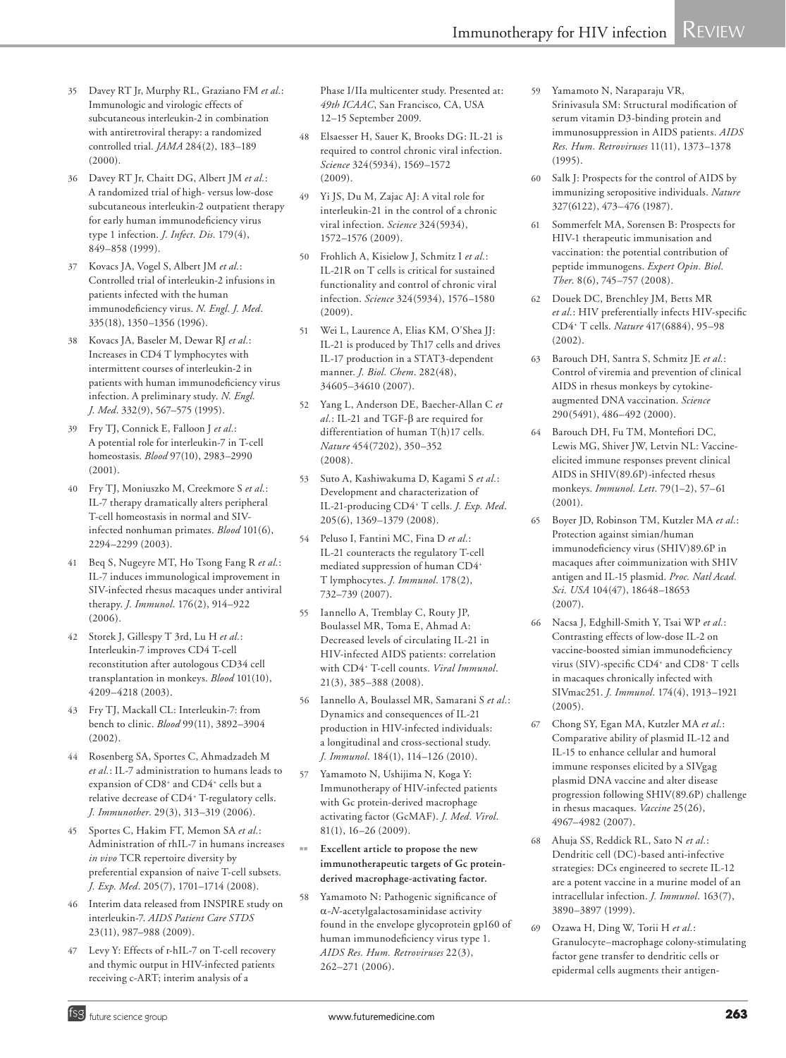35 Davey RT Jr, Murphy RL, Graziano FM *et al.*: Immunologic and virologic effects of subcutaneous interleukin-2 in combination with antiretroviral therapy: a randomized controlled trial. *JAMA* 284(2), 183–189 (2000).

36 Davey RT Jr, Chaitt DG, Albert JM *et al.*: A randomized trial of high- versus low-dose subcutaneous interleukin-2 outpatient therapy for early human immunodeficiency virus type 1 infection. *J. Infect. Dis.* 179(4), 849–858 (1999).

37 Kovacs JA, Vogel S, Albert JM *et al.*: Controlled trial of interleukin-2 infusions in patients infected with the human immunodeficiency virus. *N. Engl. J. Med.* 335(18), 1350–1356 (1996).

38 Kovacs JA, Baseler M, Dewar RJ *et al.*: Increases in CD4 T lymphocytes with intermittent courses of interleukin-2 in patients with human immunodeficiency virus infection. A preliminary study. *N. Engl. J. Med.* 332(9), 567–575 (1995).

39 Fry TJ, Connick E, Falloon J *et al.*: A potential role for interleukin-7 in T-cell homeostasis. *Blood* 97(10), 2983–2990 (2001).

40 Fry TJ, Moniuszko M, Creekmore S *et al.*: IL-7 therapy dramatically alters peripheral T-cell homeostasis in normal and SIV-infected nonhuman primates. *Blood* 101(6), 2294–2299 (2003).

41 Beq S, Nugeyre MT, Ho Tsong Fang R *et al.*: IL-7 induces immunological improvement in SIV-infected rhesus macaques under antiviral therapy. *J. Immunol.* 176(2), 914–922 (2006).

42 Storek J, Gillespy T 3rd, Lu H *et al.*: Interleukin-7 improves CD4 T-cell reconstitution after autologous CD34 cell transplantation in monkeys. *Blood* 101(10), 4209–4218 (2003).

43 Fry TJ, Mackall CL: Interleukin-7: from bench to clinic. *Blood* 99(11), 3892–3904 (2002).

44 Rosenberg SA, Sportes C, Ahmadzadeh M *et al.*: IL-7 administration to humans leads to expansion of CD8+ and CD4+ cells but a relative decrease of CD4+ T-regulatory cells. *J. Immunother.* 29(3), 313–319 (2006).

45 Sportes C, Hakim FT, Memon SA *et al.*: Administration of rhIL-7 in humans increases *in vivo* TCR repertoire diversity by preferential expansion of naive T-cell subsets. *J. Exp. Med.* 205(7), 1701–1714 (2008).

46 Interim data released from INSPIRE study on interleukin-7. *AIDS Patient Care STDS* 23(11), 987–988 (2009).

47 Levy Y: Effects of r-hIL-7 on T-cell recovery and thymic output in HIV-infected patients receiving c-ART; interim analysis of a Phase I/IIa multicenter study. Presented at: *49th ICAAC*, San Francisco, CA, USA 12–15 September 2009.

48 Elsaesser H, Sauer K, Brooks DG: IL-21 is required to control chronic viral infection. *Science* 324(5934), 1569–1572 (2009).

49 Yi JS, Du M, Zajac AJ: A vital role for interleukin-21 in the control of a chronic viral infection. *Science* 324(5934), 1572–1576 (2009).

50 Frohlich A, Kisielow J, Schmitz I *et al.*: IL-21R on T cells is critical for sustained functionality and control of chronic viral infection. *Science* 324(5934), 1576–1580 (2009).

51 Wei L, Laurence A, Elias KM, O'Shea JJ: IL-21 is produced by Th17 cells and drives IL-17 production in a STAT3-dependent manner. *J. Biol. Chem.* 282(48), 34605–34610 (2007).

52 Yang L, Anderson DE, Baecher-Allan C *et al.*: IL-21 and TGF-β are required for differentiation of human T(h)17 cells. *Nature* 454(7202), 350–352 (2008).

53 Suto A, Kashiwakuma D, Kagami S *et al.*: Development and characterization of IL-21-producing CD4+ T cells. *J. Exp. Med.* 205(6), 1369–1379 (2008).

54 Peluso I, Fantini MC, Fina D *et al.*: IL-21 counteracts the regulatory T-cell mediated suppression of human CD4+ T lymphocytes. *J. Immunol.* 178(2), 732–739 (2007).

55 Iannello A, Tremblay C, Routy JP, Boulassel MR, Toma E, Ahmad A: Decreased levels of circulating IL-21 in HIV-infected AIDS patients: correlation with CD4+ T-cell counts. *Viral Immunol.* 21(3), 385–388 (2008).

56 Iannello A, Boulassel MR, Samarani S *et al.*: Dynamics and consequences of IL-21 production in HIV-infected individuals: a longitudinal and cross-sectional study. *J. Immunol.* 184(1), 114–126 (2010).

57 Yamamoto N, Ushijima N, Koga Y: Immunotherapy of HIV-infected patients with Gc protein-derived macrophage activating factor (GcMAF). *J. Med. Virol.* 81(1), 16–26 (2009).

▪▪ **Excellent article to propose the new immunotherapeutic targets of Gc protein-derived macrophage-activating factor.**

58 Yamamoto N: Pathogenic significance of α-*N*-acetylgalactosaminidase activity found in the envelope glycoprotein gp160 of human immunodeficiency virus type 1. *AIDS Res. Hum. Retroviruses* 22(3), 262–271 (2006).

59 Yamamoto N, Naraparaju VR, Srinivasula SM: Structural modification of serum vitamin D3-binding protein and immunosuppression in AIDS patients. *AIDS Res. Hum. Retroviruses* 11(11), 1373–1378 (1995).

60 Salk J: Prospects for the control of AIDS by immunizing seropositive individuals. *Nature* 327(6122), 473–476 (1987).

61 Sommerfelt MA, Sorensen B: Prospects for HIV-1 therapeutic immunisation and vaccination: the potential contribution of peptide immunogens. *Expert Opin. Biol. Ther.* 8(6), 745–757 (2008).

62 Douek DC, Brenchley JM, Betts MR *et al.*: HIV preferentially infects HIV-specific CD4+ T cells. *Nature* 417(6884), 95–98 (2002).

63 Barouch DH, Santra S, Schmitz JE *et al.*: Control of viremia and prevention of clinical AIDS in rhesus monkeys by cytokine-augmented DNA vaccination. *Science* 290(5491), 486–492 (2000).

64 Barouch DH, Fu TM, Montefiori DC, Lewis MG, Shiver JW, Letvin NL: Vaccine-elicited immune responses prevent clinical AIDS in SHIV(89.6P)-infected rhesus monkeys. *Immunol. Lett.* 79(1–2), 57–61 (2001).

65 Boyer JD, Robinson TM, Kutzler MA *et al.*: Protection against simian/human immunodeficiency virus (SHIV)89.6P in macaques after coimmunization with SHIV antigen and IL-15 plasmid. *Proc. Natl Acad. Sci. USA* 104(47), 18648–18653 (2007).

66 Nacsa J, Edghill-Smith Y, Tsai WP *et al.*: Contrasting effects of low-dose IL-2 on vaccine-boosted simian immunodeficiency virus (SIV)-specific CD4+ and CD8+ T cells in macaques chronically infected with SIVmac251. *J. Immunol.* 174(4), 1913–1921 (2005).

67 Chong SY, Egan MA, Kutzler MA *et al.*: Comparative ability of plasmid IL-12 and IL-15 to enhance cellular and humoral immune responses elicited by a SIVgag plasmid DNA vaccine and alter disease progression following SHIV(89.6P) challenge in rhesus macaques. *Vaccine* 25(26), 4967–4982 (2007).

68 Ahuja SS, Reddick RL, Sato N *et al.*: Dendritic cell (DC)-based anti-infective strategies: DCs engineered to secrete IL-12 are a potent vaccine in a murine model of an intracellular infection. *J. Immunol.* 163(7), 3890–3897 (1999).

69 Ozawa H, Ding W, Torii H *et al.*: Granulocyte–macrophage colony-stimulating factor gene transfer to dendritic cells or epidermal cells augments their antigen-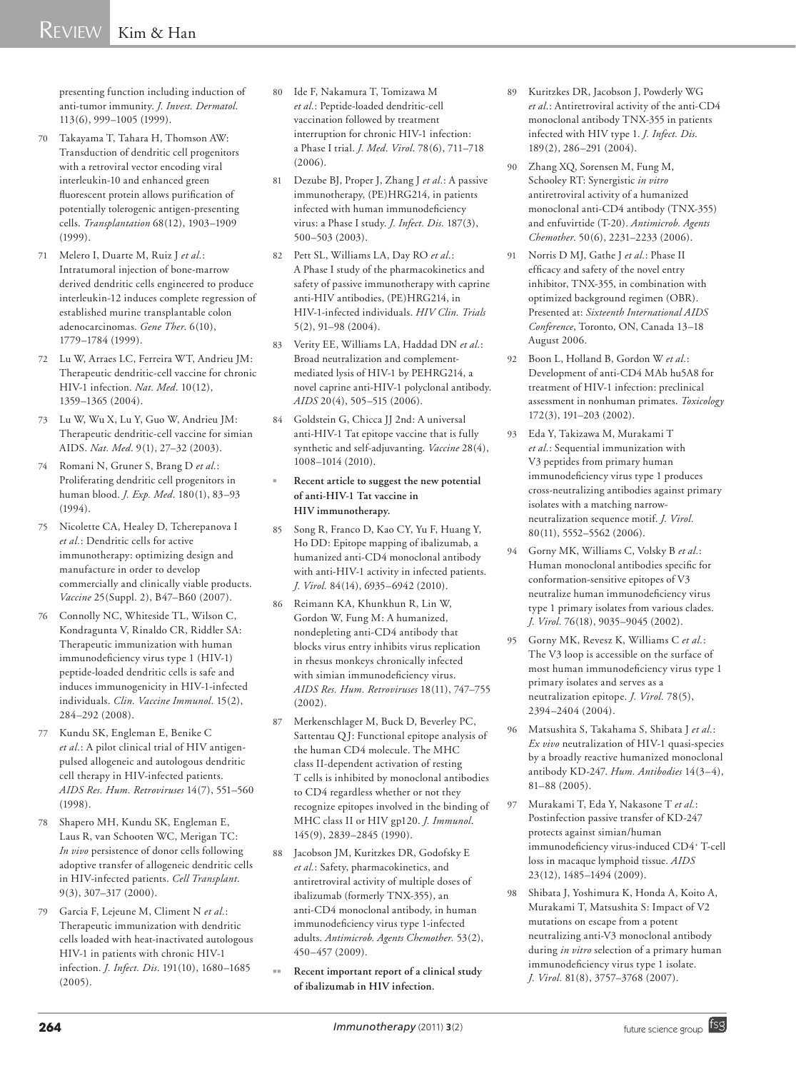presenting function including induction of anti-tumor immunity. *J. Invest. Dermatol.* 113(6), 999–1005 (1999).

70 Takayama T, Tahara H, Thomson AW: Transduction of dendritic cell progenitors with a retroviral vector encoding viral interleukin-10 and enhanced green fluorescent protein allows purification of potentially tolerogenic antigen-presenting cells. *Transplantation* 68(12), 1903–1909 (1999).

71 Melero I, Duarte M, Ruiz J *et al.*: Intratumoral injection of bone-marrow derived dendritic cells engineered to produce interleukin-12 induces complete regression of established murine transplantable colon adenocarcinomas. *Gene Ther.* 6(10), 1779–1784 (1999).

72 Lu W, Arraes LC, Ferreira WT, Andrieu JM: Therapeutic dendritic-cell vaccine for chronic HIV-1 infection. *Nat. Med.* 10(12), 1359–1365 (2004).

73 Lu W, Wu X, Lu Y, Guo W, Andrieu JM: Therapeutic dendritic-cell vaccine for simian AIDS. *Nat. Med.* 9(1), 27–32 (2003).

74 Romani N, Gruner S, Brang D *et al.*: Proliferating dendritic cell progenitors in human blood. *J. Exp. Med.* 180(1), 83–93 (1994).

75 Nicolette CA, Healey D, Tcherepanova I *et al.*: Dendritic cells for active immunotherapy: optimizing design and manufacture in order to develop commercially and clinically viable products. *Vaccine* 25(Suppl. 2), B47–B60 (2007).

76 Connolly NC, Whiteside TL, Wilson C, Kondragunta V, Rinaldo CR, Riddler SA: Therapeutic immunization with human immunodeficiency virus type 1 (HIV-1) peptide-loaded dendritic cells is safe and induces immunogenicity in HIV-1-infected individuals. *Clin. Vaccine Immunol.* 15(2), 284–292 (2008).

77 Kundu SK, Engleman E, Benike C *et al.*: A pilot clinical trial of HIV antigen-pulsed allogeneic and autologous dendritic cell therapy in HIV-infected patients. *AIDS Res. Hum. Retroviruses* 14(7), 551–560 (1998).

78 Shapero MH, Kundu SK, Engleman E, Laus R, van Schooten WC, Merigan TC: *In vivo* persistence of donor cells following adoptive transfer of allogeneic dendritic cells in HIV-infected patients. *Cell Transplant.* 9(3), 307–317 (2000).

79 Garcia F, Lejeune M, Climent N *et al.*: Therapeutic immunization with dendritic cells loaded with heat-inactivated autologous HIV-1 in patients with chronic HIV-1 infection. *J. Infect. Dis.* 191(10), 1680–1685 (2005).

80 Ide F, Nakamura T, Tomizawa M *et al.*: Peptide-loaded dendritic-cell vaccination followed by treatment interruption for chronic HIV-1 infection: a Phase I trial. *J. Med. Virol.* 78(6), 711–718 (2006).

81 Dezube BJ, Proper J, Zhang J *et al.*: A passive immunotherapy, (PE)HRG214, in patients infected with human immunodeficiency virus: a Phase I study. *J. Infect. Dis.* 187(3), 500–503 (2003).

82 Pett SL, Williams LA, Day RO *et al.*: A Phase I study of the pharmacokinetics and safety of passive immunotherapy with caprine anti-HIV antibodies, (PE)HRG214, in HIV-1-infected individuals. *HIV Clin. Trials* 5(2), 91–98 (2004).

83 Verity EE, Williams LA, Haddad DN *et al.*: Broad neutralization and complement-mediated lysis of HIV-1 by PEHRG214, a novel caprine anti-HIV-1 polyclonal antibody. *AIDS* 20(4), 505–515 (2006).

84 Goldstein G, Chicca JJ 2nd: A universal anti-HIV-1 Tat epitope vaccine that is fully synthetic and self-adjuvanting. *Vaccine* 28(4), 1008–1014 (2010).

- **Recent article to suggest the new potential of anti-HIV-1 Tat vaccine in HIV immunotherapy.**

85 Song R, Franco D, Kao CY, Yu F, Huang Y, Ho DD: Epitope mapping of ibalizumab, a humanized anti-CD4 monoclonal antibody with anti-HIV-1 activity in infected patients. *J. Virol.* 84(14), 6935–6942 (2010).

86 Reimann KA, Khunkhun R, Lin W, Gordon W, Fung M: A humanized, nondepleting anti-CD4 antibody that blocks virus entry inhibits virus replication in rhesus monkeys chronically infected with simian immunodeficiency virus. *AIDS Res. Hum. Retroviruses* 18(11), 747–755 (2002).

87 Merkenschlager M, Buck D, Beverley PC, Sattentau QJ: Functional epitope analysis of the human CD4 molecule. The MHC class II-dependent activation of resting T cells is inhibited by monoclonal antibodies to CD4 regardless whether or not they recognize epitopes involved in the binding of MHC class II or HIV gp120. *J. Immunol.* 145(9), 2839–2845 (1990).

88 Jacobson JM, Kuritzkes DR, Godofsky E *et al.*: Safety, pharmacokinetics, and antiretroviral activity of multiple doses of ibalizumab (formerly TNX-355), an anti-CD4 monoclonal antibody, in human immunodeficiency virus type 1-infected adults. *Antimicrob. Agents Chemother.* 53(2), 450–457 (2009).

- - **Recent important report of a clinical study of ibalizumab in HIV infection.**

89 Kuritzkes DR, Jacobson J, Powderly WG *et al.*: Antiretroviral activity of the anti-CD4 monoclonal antibody TNX-355 in patients infected with HIV type 1. *J. Infect. Dis.* 189(2), 286–291 (2004).

90 Zhang XQ, Sorensen M, Fung M, Schooley RT: Synergistic *in vitro* antiretroviral activity of a humanized monoclonal anti-CD4 antibody (TNX-355) and enfuvirtide (T-20). *Antimicrob. Agents Chemother.* 50(6), 2231–2233 (2006).

91 Norris D MJ, Gathe J *et al.*: Phase II efficacy and safety of the novel entry inhibitor, TNX-355, in combination with optimized background regimen (OBR). Presented at: *Sixteenth International AIDS Conference*, Toronto, ON, Canada 13–18 August 2006.

92 Boon L, Holland B, Gordon W *et al.*: Development of anti-CD4 MAb hu5A8 for treatment of HIV-1 infection: preclinical assessment in nonhuman primates. *Toxicology* 172(3), 191–203 (2002).

93 Eda Y, Takizawa M, Murakami T *et al.*: Sequential immunization with V3 peptides from primary human immunodeficiency virus type 1 produces cross-neutralizing antibodies against primary isolates with a matching narrow-neutralization sequence motif. *J. Virol.* 80(11), 5552–5562 (2006).

94 Gorny MK, Williams C, Volsky B *et al.*: Human monoclonal antibodies specific for conformation-sensitive epitopes of V3 neutralize human immunodeficiency virus type 1 primary isolates from various clades. *J. Virol.* 76(18), 9035–9045 (2002).

95 Gorny MK, Revesz K, Williams C *et al.*: The V3 loop is accessible on the surface of most human immunodeficiency virus type 1 primary isolates and serves as a neutralization epitope. *J. Virol.* 78(5), 2394–2404 (2004).

96 Matsushita S, Takahama S, Shibata J *et al.*: *Ex vivo* neutralization of HIV-1 quasi-species by a broadly reactive humanized monoclonal antibody KD-247. *Hum. Antibodies* 14(3–4), 81–88 (2005).

97 Murakami T, Eda Y, Nakasone T *et al.*: Postinfection passive transfer of KD-247 protects against simian/human immunodeficiency virus-induced CD4$^+$ T-cell loss in macaque lymphoid tissue. *AIDS* 23(12), 1485–1494 (2009).

98 Shibata J, Yoshimura K, Honda A, Koito A, Murakami T, Matsushita S: Impact of V2 mutations on escape from a potent neutralizing anti-V3 monoclonal antibody during *in vitro* selection of a primary human immunodeficiency virus type 1 isolate. *J. Virol.* 81(8), 3757–3768 (2007).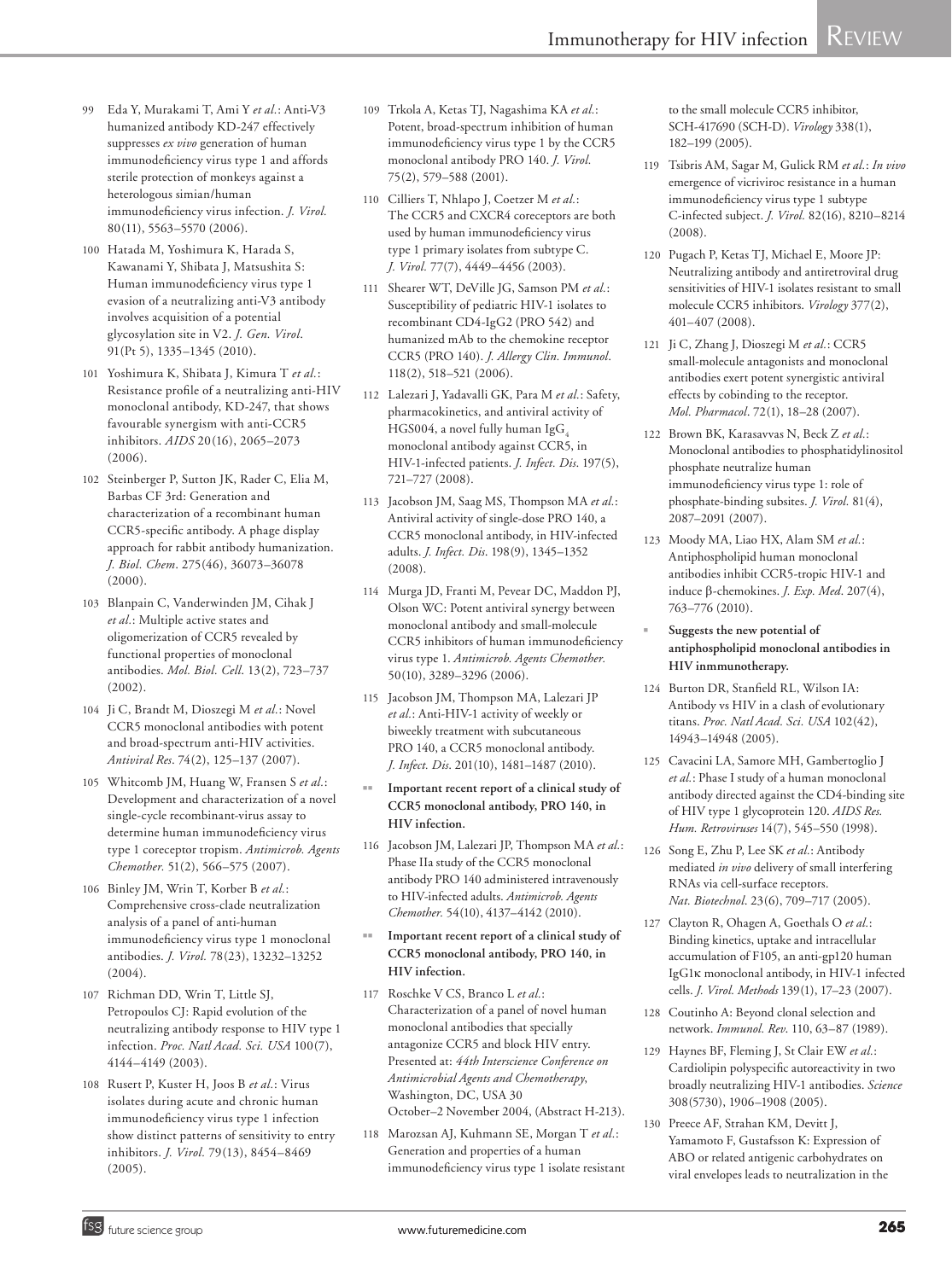99 Eda Y, Murakami T, Ami Y *et al.*: Anti-V3 humanized antibody KD-247 effectively suppresses *ex vivo* generation of human immunodeficiency virus type 1 and affords sterile protection of monkeys against a heterologous simian/human immunodeficiency virus infection. *J. Virol.* 80(11), 5563–5570 (2006).

100 Hatada M, Yoshimura K, Harada S, Kawanami Y, Shibata J, Matsushita S: Human immunodeficiency virus type 1 evasion of a neutralizing anti-V3 antibody involves acquisition of a potential glycosylation site in V2. *J. Gen. Virol.* 91(Pt 5), 1335–1345 (2010).

101 Yoshimura K, Shibata J, Kimura T *et al.*: Resistance profile of a neutralizing anti-HIV monoclonal antibody, KD-247, that shows favourable synergism with anti-CCR5 inhibitors. *AIDS* 20(16), 2065–2073 (2006).

102 Steinberger P, Sutton JK, Rader C, Elia M, Barbas CF 3rd: Generation and characterization of a recombinant human CCR5-specific antibody. A phage display approach for rabbit antibody humanization. *J. Biol. Chem.* 275(46), 36073–36078 (2000).

103 Blanpain C, Vanderwinden JM, Cihak J *et al.*: Multiple active states and oligomerization of CCR5 revealed by functional properties of monoclonal antibodies. *Mol. Biol. Cell.* 13(2), 723–737 (2002).

104 Ji C, Brandt M, Dioszegi M *et al.*: Novel CCR5 monoclonal antibodies with potent and broad-spectrum anti-HIV activities. *Antiviral Res.* 74(2), 125–137 (2007).

105 Whitcomb JM, Huang W, Fransen S *et al.*: Development and characterization of a novel single-cycle recombinant-virus assay to determine human immunodeficiency virus type 1 coreceptor tropism. *Antimicrob. Agents Chemother.* 51(2), 566–575 (2007).

106 Binley JM, Wrin T, Korber B *et al.*: Comprehensive cross-clade neutralization analysis of a panel of anti-human immunodeficiency virus type 1 monoclonal antibodies. *J. Virol.* 78(23), 13232–13252 (2004).

107 Richman DD, Wrin T, Little SJ, Petropoulos CJ: Rapid evolution of the neutralizing antibody response to HIV type 1 infection. *Proc. Natl Acad. Sci. USA* 100(7), 4144–4149 (2003).

108 Rusert P, Kuster H, Joos B *et al.*: Virus isolates during acute and chronic human immunodeficiency virus type 1 infection show distinct patterns of sensitivity to entry inhibitors. *J. Virol.* 79(13), 8454–8469 (2005).

109 Trkola A, Ketas TJ, Nagashima KA *et al.*: Potent, broad-spectrum inhibition of human immunodeficiency virus type 1 by the CCR5 monoclonal antibody PRO 140. *J. Virol.* 75(2), 579–588 (2001).

110 Cilliers T, Nhlapo J, Coetzer M *et al.*: The CCR5 and CXCR4 coreceptors are both used by human immunodeficiency virus type 1 primary isolates from subtype C. *J. Virol.* 77(7), 4449–4456 (2003).

111 Shearer WT, DeVille JG, Samson PM *et al.*: Susceptibility of pediatric HIV-1 isolates to recombinant CD4-IgG2 (PRO 542) and humanized mAb to the chemokine receptor CCR5 (PRO 140). *J. Allergy Clin. Immunol.* 118(2), 518–521 (2006).

112 Lalezari J, Yadavalli GK, Para M *et al.*: Safety, pharmacokinetics, and antiviral activity of HGS004, a novel fully human $IgG_4$ monoclonal antibody against CCR5, in HIV-1-infected patients. *J. Infect. Dis.* 197(5), 721–727 (2008).

113 Jacobson JM, Saag MS, Thompson MA *et al.*: Antiviral activity of single-dose PRO 140, a CCR5 monoclonal antibody, in HIV-infected adults. *J. Infect. Dis.* 198(9), 1345–1352 (2008).

114 Murga JD, Franti M, Pevear DC, Maddon PJ, Olson WC: Potent antiviral synergy between monoclonal antibody and small-molecule CCR5 inhibitors of human immunodeficiency virus type 1. *Antimicrob. Agents Chemother.* 50(10), 3289–3296 (2006).

115 Jacobson JM, Thompson MA, Lalezari JP *et al.*: Anti-HIV-1 activity of weekly or biweekly treatment with subcutaneous PRO 140, a CCR5 monoclonal antibody. *J. Infect. Dis.* 201(10), 1481–1487 (2010).

▪▪ **Important recent report of a clinical study of CCR5 monoclonal antibody, PRO 140, in HIV infection.**

116 Jacobson JM, Lalezari JP, Thompson MA *et al.*: Phase IIa study of the CCR5 monoclonal antibody PRO 140 administered intravenously to HIV-infected adults. *Antimicrob. Agents Chemother.* 54(10), 4137–4142 (2010).

▪▪ **Important recent report of a clinical study of CCR5 monoclonal antibody, PRO 140, in HIV infection.**

117 Roschke V CS, Branco L *et al.*: Characterization of a panel of novel human monoclonal antibodies that specially antagonize CCR5 and block HIV entry. Presented at: *44th Interscience Conference on Antimicrobial Agents and Chemotherapy*, Washington, DC, USA 30 October–2 November 2004, (Abstract H-213).

118 Marozsan AJ, Kuhmann SE, Morgan T *et al.*: Generation and properties of a human immunodeficiency virus type 1 isolate resistant to the small molecule CCR5 inhibitor, SCH-417690 (SCH-D). *Virology* 338(1), 182–199 (2005).

119 Tsibris AM, Sagar M, Gulick RM *et al.*: *In vivo* emergence of vicriviroc resistance in a human immunodeficiency virus type 1 subtype C-infected subject. *J. Virol.* 82(16), 8210–8214 (2008).

120 Pugach P, Ketas TJ, Michael E, Moore JP: Neutralizing antibody and antiretroviral drug sensitivities of HIV-1 isolates resistant to small molecule CCR5 inhibitors. *Virology* 377(2), 401–407 (2008).

121 Ji C, Zhang J, Dioszegi M *et al.*: CCR5 small-molecule antagonists and monoclonal antibodies exert potent synergistic antiviral effects by cobinding to the receptor. *Mol. Pharmacol.* 72(1), 18–28 (2007).

122 Brown BK, Karasavvas N, Beck Z *et al.*: Monoclonal antibodies to phosphatidylinositol phosphate neutralize human immunodeficiency virus type 1: role of phosphate-binding subsites. *J. Virol.* 81(4), 2087–2091 (2007).

123 Moody MA, Liao HX, Alam SM *et al.*: Antiphospholipid human monoclonal antibodies inhibit CCR5-tropic HIV-1 and induce β-chemokines. *J. Exp. Med.* 207(4), 763–776 (2010).

▪ **Suggests the new potential of antiphospholipid monoclonal antibodies in HIV inmmunotherapy.**

124 Burton DR, Stanfield RL, Wilson IA: Antibody vs HIV in a clash of evolutionary titans. *Proc. Natl Acad. Sci. USA* 102(42), 14943–14948 (2005).

125 Cavacini LA, Samore MH, Gambertoglio J *et al.*: Phase I study of a human monoclonal antibody directed against the CD4-binding site of HIV type 1 glycoprotein 120. *AIDS Res. Hum. Retroviruses* 14(7), 545–550 (1998).

126 Song E, Zhu P, Lee SK *et al.*: Antibody mediated *in vivo* delivery of small interfering RNAs via cell-surface receptors. *Nat. Biotechnol.* 23(6), 709–717 (2005).

127 Clayton R, Ohagen A, Goethals O *et al.*: Binding kinetics, uptake and intracellular accumulation of F105, an anti-gp120 human IgG1κ monoclonal antibody, in HIV-1 infected cells. *J. Virol. Methods* 139(1), 17–23 (2007).

128 Coutinho A: Beyond clonal selection and network. *Immunol. Rev.* 110, 63–87 (1989).

129 Haynes BF, Fleming J, St Clair EW *et al.*: Cardiolipin polyspecific autoreactivity in two broadly neutralizing HIV-1 antibodies. *Science* 308(5730), 1906–1908 (2005).

130 Preece AF, Strahan KM, Devitt J, Yamamoto F, Gustafsson K: Expression of ABO or related antigenic carbohydrates on viral envelopes leads to neutralization in the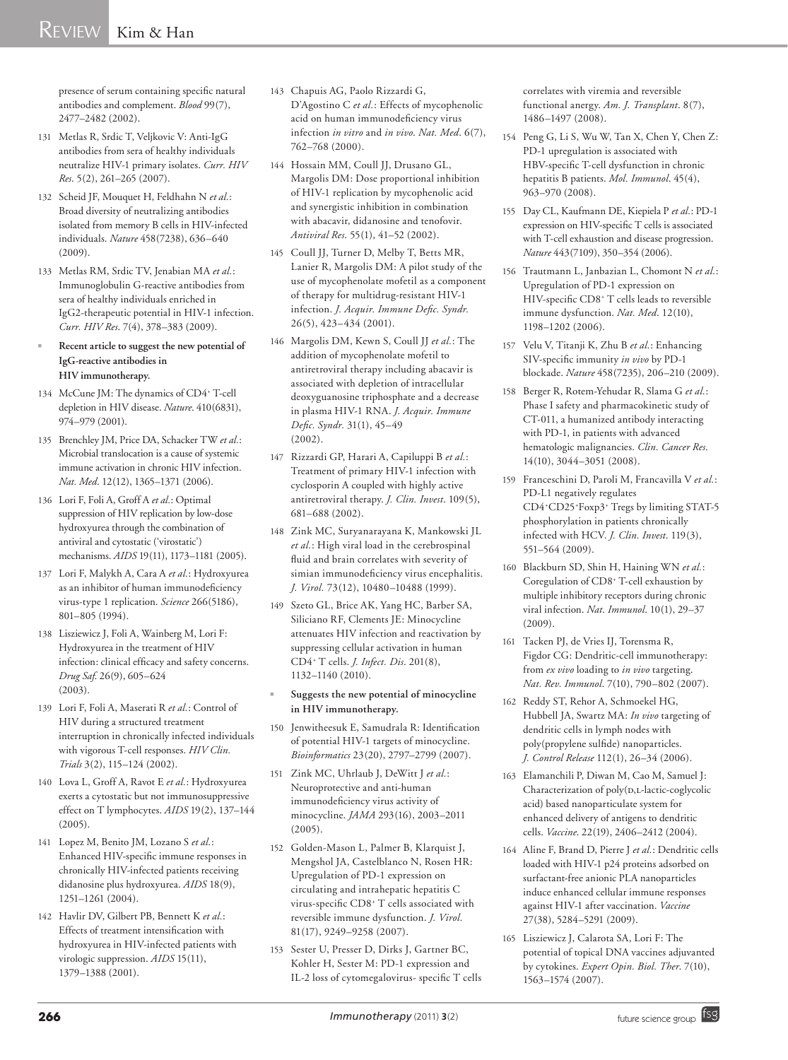presence of serum containing specific natural antibodies and complement. *Blood* 99(7), 2477–2482 (2002).

131 Metlas R, Srdic T, Veljkovic V: Anti-IgG antibodies from sera of healthy individuals neutralize HIV-1 primary isolates. *Curr. HIV Res.* 5(2), 261–265 (2007).

132 Scheid JF, Mouquet H, Feldhahn N *et al.*: Broad diversity of neutralizing antibodies isolated from memory B cells in HIV-infected individuals. *Nature* 458(7238), 636–640 (2009).

133 Metlas RM, Srdic TV, Jenabian MA *et al.*: Immunoglobulin G-reactive antibodies from sera of healthy individuals enriched in IgG2-therapeutic potential in HIV-1 infection. *Curr. HIV Res.* 7(4), 378–383 (2009).

- **Recent article to suggest the new potential of IgG-reactive antibodies in HIV immunotherapy.**

134 McCune JM: The dynamics of CD4+ T-cell depletion in HIV disease. *Nature*. 410(6831), 974–979 (2001).

135 Brenchley JM, Price DA, Schacker TW *et al.*: Microbial translocation is a cause of systemic immune activation in chronic HIV infection. *Nat. Med.* 12(12), 1365–1371 (2006).

136 Lori F, Foli A, Groff A *et al.*: Optimal suppression of HIV replication by low-dose hydroxyurea through the combination of antiviral and cytostatic ('virostatic') mechanisms. *AIDS* 19(11), 1173–1181 (2005).

137 Lori F, Malykh A, Cara A *et al.*: Hydroxyurea as an inhibitor of human immunodeficiency virus-type 1 replication. *Science* 266(5186), 801–805 (1994).

138 Lisziewicz J, Foli A, Wainberg M, Lori F: Hydroxyurea in the treatment of HIV infection: clinical efficacy and safety concerns. *Drug Saf.* 26(9), 605–624 (2003).

139 Lori F, Foli A, Maserati R *et al.*: Control of HIV during a structured treatment interruption in chronically infected individuals with vigorous T-cell responses. *HIV Clin. Trials* 3(2), 115–124 (2002).

140 Lova L, Groff A, Ravot E *et al.*: Hydroxyurea exerts a cytostatic but not immunosuppressive effect on T lymphocytes. *AIDS* 19(2), 137–144 (2005).

141 Lopez M, Benito JM, Lozano S *et al.*: Enhanced HIV-specific immune responses in chronically HIV-infected patients receiving didanosine plus hydroxyurea. *AIDS* 18(9), 1251–1261 (2004).

142 Havlir DV, Gilbert PB, Bennett K *et al.*: Effects of treatment intensification with hydroxyurea in HIV-infected patients with virologic suppression. *AIDS* 15(11), 1379–1388 (2001).

143 Chapuis AG, Paolo Rizzardi G, D'Agostino C *et al.*: Effects of mycophenolic acid on human immunodeficiency virus infection *in vitro* and *in vivo*. *Nat. Med.* 6(7), 762–768 (2000).

144 Hossain MM, Coull JJ, Drusano GL, Margolis DM: Dose proportional inhibition of HIV-1 replication by mycophenolic acid and synergistic inhibition in combination with abacavir, didanosine and tenofovir. *Antiviral Res.* 55(1), 41–52 (2002).

145 Coull JJ, Turner D, Melby T, Betts MR, Lanier R, Margolis DM: A pilot study of the use of mycophenolate mofetil as a component of therapy for multidrug-resistant HIV-1 infection. *J. Acquir. Immune Defic. Syndr.* 26(5), 423–434 (2001).

146 Margolis DM, Kewn S, Coull JJ *et al.*: The addition of mycophenolate mofetil to antiretroviral therapy including abacavir is associated with depletion of intracellular deoxyguanosine triphosphate and a decrease in plasma HIV-1 RNA. *J. Acquir. Immune Defic. Syndr.* 31(1), 45–49 (2002).

147 Rizzardi GP, Harari A, Capiluppi B *et al.*: Treatment of primary HIV-1 infection with cyclosporin A coupled with highly active antiretroviral therapy. *J. Clin. Invest.* 109(5), 681–688 (2002).

148 Zink MC, Suryanarayana K, Mankowski JL *et al.*: High viral load in the cerebrospinal fluid and brain correlates with severity of simian immunodeficiency virus encephalitis. *J. Virol.* 73(12), 10480–10488 (1999).

149 Szeto GL, Brice AK, Yang HC, Barber SA, Siliciano RF, Clements JE: Minocycline attenuates HIV infection and reactivation by suppressing cellular activation in human CD4+ T cells. *J. Infect. Dis.* 201(8), 1132–1140 (2010).

- **Suggests the new potential of minocycline in HIV immunotherapy.**

150 Jenwitheesuk E, Samudrala R: Identification of potential HIV-1 targets of minocycline. *Bioinformatics* 23(20), 2797–2799 (2007).

151 Zink MC, Uhrlaub J, DeWitt J *et al.*: Neuroprotective and anti-human immunodeficiency virus activity of minocycline. *JAMA* 293(16), 2003–2011 (2005).

152 Golden-Mason L, Palmer B, Klarquist J, Mengshol JA, Castelblanco N, Rosen HR: Upregulation of PD-1 expression on circulating and intrahepatic hepatitis C virus-specific CD8+ T cells associated with reversible immune dysfunction. *J. Virol.* 81(17), 9249–9258 (2007).

153 Sester U, Presser D, Dirks J, Gartner BC, Kohler H, Sester M: PD-1 expression and IL-2 loss of cytomegalovirus- specific T cells correlates with viremia and reversible functional anergy. *Am. J. Transplant.* 8(7), 1486–1497 (2008).

154 Peng G, Li S, Wu W, Tan X, Chen Y, Chen Z: PD-1 upregulation is associated with HBV-specific T-cell dysfunction in chronic hepatitis B patients. *Mol. Immunol.* 45(4), 963–970 (2008).

155 Day CL, Kaufmann DE, Kiepiela P *et al.*: PD-1 expression on HIV-specific T cells is associated with T-cell exhaustion and disease progression. *Nature* 443(7109), 350–354 (2006).

156 Trautmann L, Janbazian L, Chomont N *et al.*: Upregulation of PD-1 expression on HIV-specific CD8+ T cells leads to reversible immune dysfunction. *Nat. Med.* 12(10), 1198–1202 (2006).

157 Velu V, Titanji K, Zhu B *et al.*: Enhancing SIV-specific immunity *in vivo* by PD-1 blockade. *Nature* 458(7235), 206–210 (2009).

158 Berger R, Rotem-Yehudar R, Slama G *et al.*: Phase I safety and pharmacokinetic study of CT-011, a humanized antibody interacting with PD-1, in patients with advanced hematologic malignancies. *Clin. Cancer Res.* 14(10), 3044–3051 (2008).

159 Franceschini D, Paroli M, Francavilla V *et al.*: PD-L1 negatively regulates CD4+CD25+Foxp3+ Tregs by limiting STAT-5 phosphorylation in patients chronically infected with HCV. *J. Clin. Invest.* 119(3), 551–564 (2009).

160 Blackburn SD, Shin H, Haining WN *et al.*: Coregulation of CD8+ T-cell exhaustion by multiple inhibitory receptors during chronic viral infection. *Nat. Immunol.* 10(1), 29–37 (2009).

161 Tacken PJ, de Vries IJ, Torensma R, Figdor CG: Dendritic-cell immunotherapy: from *ex vivo* loading to *in vivo* targeting. *Nat. Rev. Immunol.* 7(10), 790–802 (2007).

162 Reddy ST, Rehor A, Schmoekel HG, Hubbell JA, Swartz MA: *In vivo* targeting of dendritic cells in lymph nodes with poly(propylene sulfide) nanoparticles. *J. Control Release* 112(1), 26–34 (2006).

163 Elamanchili P, Diwan M, Cao M, Samuel J: Characterization of poly(D,L-lactic-coglycolic acid) based nanoparticulate system for enhanced delivery of antigens to dendritic cells. *Vaccine.* 22(19), 2406–2412 (2004).

164 Aline F, Brand D, Pierre J *et al.*: Dendritic cells loaded with HIV-1 p24 proteins adsorbed on surfactant-free anionic PLA nanoparticles induce enhanced cellular immune responses against HIV-1 after vaccination. *Vaccine* 27(38), 5284–5291 (2009).

165 Lisziewicz J, Calarota SA, Lori F: The potential of topical DNA vaccines adjuvanted by cytokines. *Expert Opin. Biol. Ther.* 7(10), 1563–1574 (2007).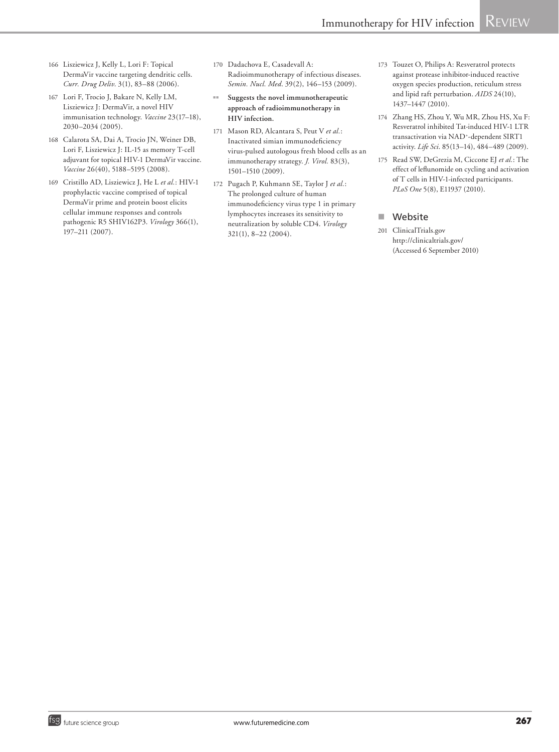166 Lisziewicz J, Kelly L, Lori F: Topical DermaVir vaccine targeting dendritic cells. *Curr. Drug Deliv.* 3(1), 83–88 (2006).

167 Lori F, Trocio J, Bakare N, Kelly LM, Lisziewicz J: DermaVir, a novel HIV immunisation technology. *Vaccine* 23(17–18), 2030–2034 (2005).

168 Calarota SA, Dai A, Trocio JN, Weiner DB, Lori F, Lisziewicz J: IL-15 as memory T-cell adjuvant for topical HIV-1 DermaVir vaccine. *Vaccine* 26(40), 5188–5195 (2008).

169 Cristillo AD, Lisziewicz J, He L *et al.*: HIV-1 prophylactic vaccine comprised of topical DermaVir prime and protein boost elicits cellular immune responses and controls pathogenic R5 SHIV162P3. *Virology* 366(1), 197–211 (2007).

170 Dadachova E, Casadevall A: Radioimmunotherapy of infectious diseases. *Semin. Nucl. Med.* 39(2), 146–153 (2009).

■■ **Suggests the novel immunotherapeutic approach of radioimmunotherapy in HIV infection.**

171 Mason RD, Alcantara S, Peut V *et al.*: Inactivated simian immunodeficiency virus-pulsed autologous fresh blood cells as an immunotherapy strategy. *J. Virol.* 83(3), 1501–1510 (2009).

172 Pugach P, Kuhmann SE, Taylor J *et al.*: The prolonged culture of human immunodeficiency virus type 1 in primary lymphocytes increases its sensitivity to neutralization by soluble CD4. *Virology* 321(1), 8–22 (2004).

173 Touzet O, Philips A: Resveratrol protects against protease inhibitor-induced reactive oxygen species production, reticulum stress and lipid raft perturbation. *AIDS* 24(10), 1437–1447 (2010).

174 Zhang HS, Zhou Y, Wu MR, Zhou HS, Xu F: Resveratrol inhibited Tat-induced HIV-1 LTR transactivation via $NAD^+$-dependent SIRT1 activity. *Life Sci.* 85(13–14), 484–489 (2009).

175 Read SW, DeGrezia M, Ciccone EJ *et al.*: The effect of leflunomide on cycling and activation of T cells in HIV-1-infected participants. *PLoS One* 5(8), E11937 (2010).

## Website

201 ClinicalTrials.gov
http://clinicaltrials.gov/
(Accessed 6 September 2010)